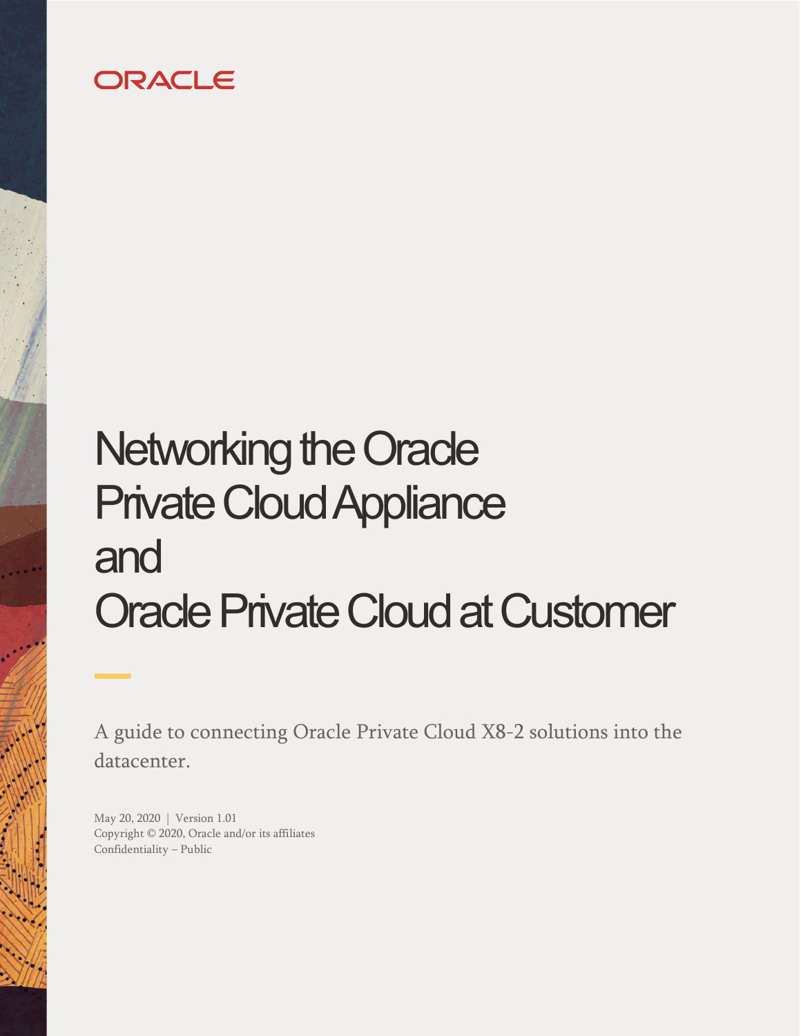ORACLE

# Networking the Oracle Private Cloud Appliance and Oracle Private Cloud at Customer

A guide to connecting Oracle Private Cloud X8-2 solutions into the datacenter.

May 20, 2020 | Version 1.01
Copyright © 2020, Oracle and/or its affiliates
Confidentiality – Public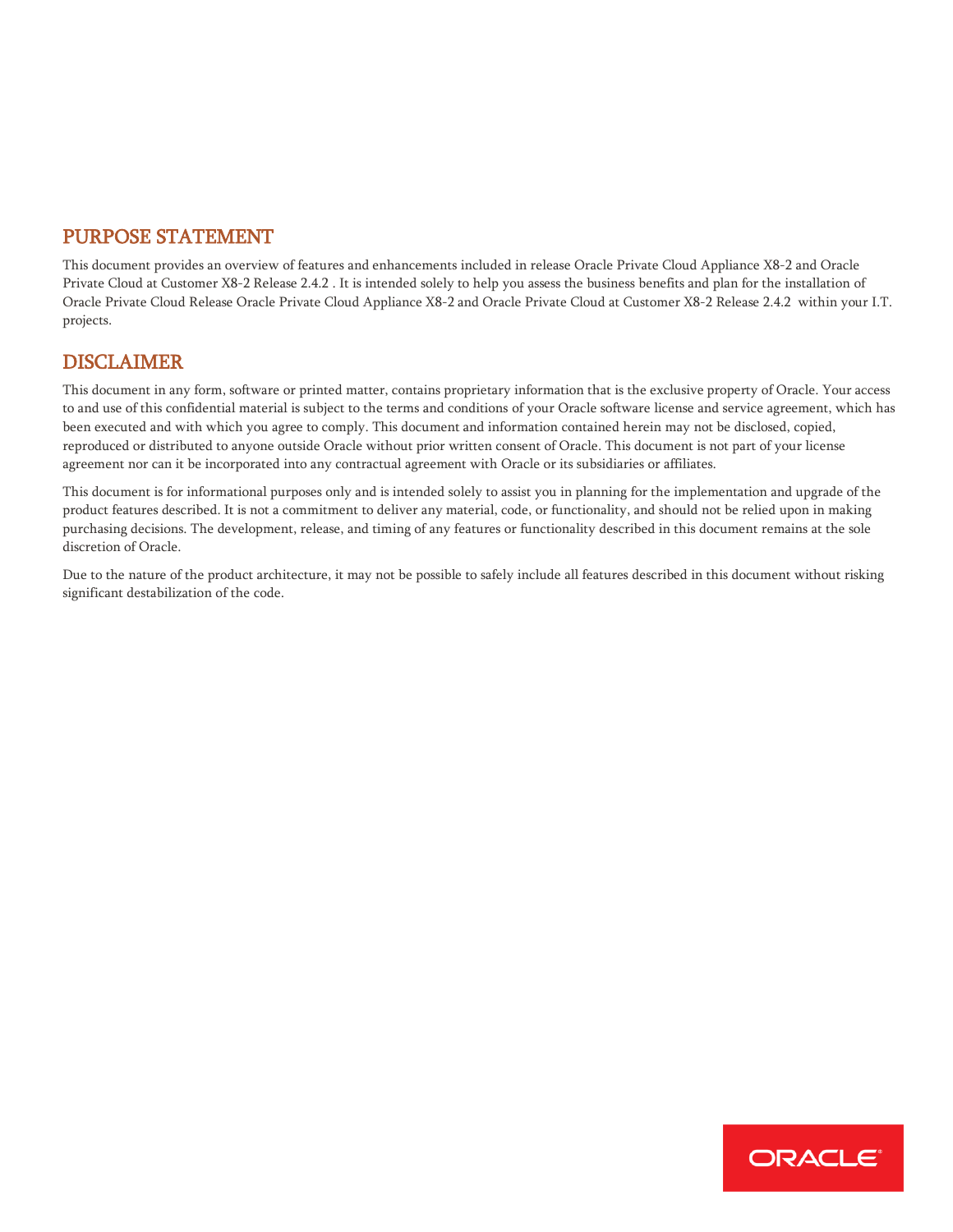## PURPOSE STATEMENT

This document provides an overview of features and enhancements included in release Oracle Private Cloud Appliance X8-2 and Oracle Private Cloud at Customer X8-2 Release 2.4.2 . It is intended solely to help you assess the business benefits and plan for the installation of Oracle Private Cloud Release Oracle Private Cloud Appliance X8-2 and Oracle Private Cloud at Customer X8-2 Release 2.4.2 within your I.T. projects.

## DISCLAIMER

This document in any form, software or printed matter, contains proprietary information that is the exclusive property of Oracle. Your access to and use of this confidential material is subject to the terms and conditions of your Oracle software license and service agreement, which has been executed and with which you agree to comply. This document and information contained herein may not be disclosed, copied, reproduced or distributed to anyone outside Oracle without prior written consent of Oracle. This document is not part of your license agreement nor can it be incorporated into any contractual agreement with Oracle or its subsidiaries or affiliates.

This document is for informational purposes only and is intended solely to assist you in planning for the implementation and upgrade of the product features described. It is not a commitment to deliver any material, code, or functionality, and should not be relied upon in making purchasing decisions. The development, release, and timing of any features or functionality described in this document remains at the sole discretion of Oracle.

Due to the nature of the product architecture, it may not be possible to safely include all features described in this document without risking significant destabilization of the code.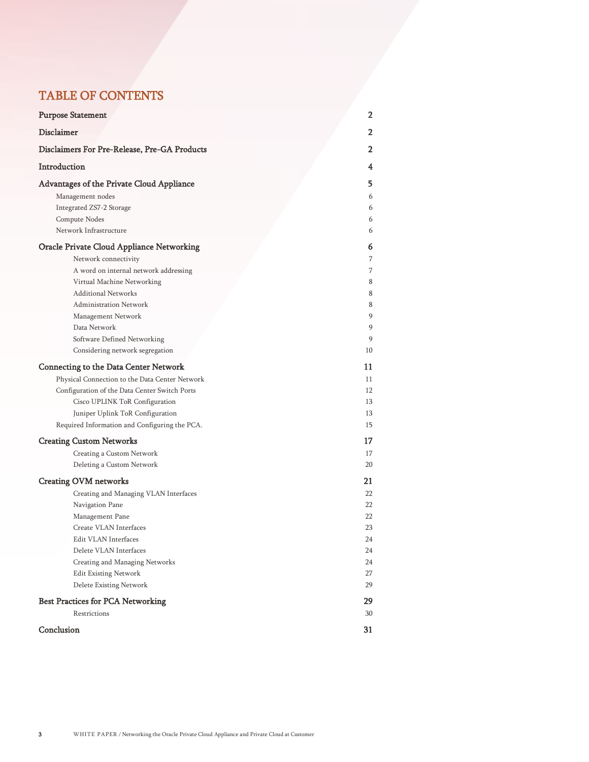# TABLE OF CONTENTS

| | |
|---|---|
| **Purpose Statement** | **2** |
| **Disclaimer** | **2** |
| **Disclaimers For Pre-Release, Pre-GA Products** | **2** |
| **Introduction** | **4** |
| **Advantages of the Private Cloud Appliance** | **5** |
| Management nodes | 6 |
| Integrated ZS7-2 Storage | 6 |
| Compute Nodes | 6 |
| Network Infrastructure | 6 |
| **Oracle Private Cloud Appliance Networking** | **6** |
| Network connectivity | 7 |
| A word on internal network addressing | 7 |
| Virtual Machine Networking | 8 |
| Additional Networks | 8 |
| Administration Network | 8 |
| Management Network | 9 |
| Data Network | 9 |
| Software Defined Networking | 9 |
| Considering network segregation | 10 |
| **Connecting to the Data Center Network** | **11** |
| Physical Connection to the Data Center Network | 11 |
| Configuration of the Data Center Switch Ports | 12 |
| Cisco UPLINK ToR Configuration | 13 |
| Juniper Uplink ToR Configuration | 13 |
| Required Information and Configuring the PCA. | 15 |
| **Creating Custom Networks** | **17** |
| Creating a Custom Network | 17 |
| Deleting a Custom Network | 20 |
| **Creating OVM networks** | **21** |
| Creating and Managing VLAN Interfaces | 22 |
| Navigation Pane | 22 |
| Management Pane | 22 |
| Create VLAN Interfaces | 23 |
| Edit VLAN Interfaces | 24 |
| Delete VLAN Interfaces | 24 |
| Creating and Managing Networks | 24 |
| Edit Existing Network | 27 |
| Delete Existing Network | 29 |
| **Best Practices for PCA Networking** | **29** |
| Restrictions | 30 |
| **Conclusion** | **31** |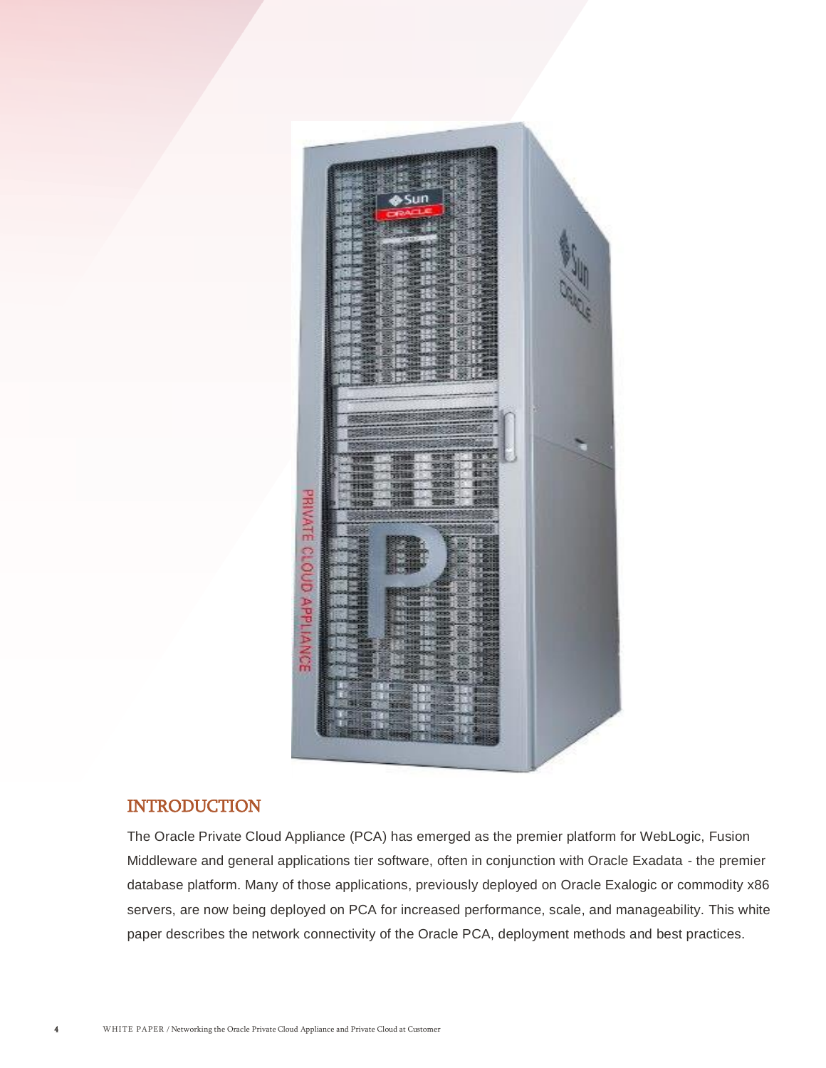# INTRODUCTION

The Oracle Private Cloud Appliance (PCA) has emerged as the premier platform for WebLogic, Fusion Middleware and general applications tier software, often in conjunction with Oracle Exadata - the premier database platform. Many of those applications, previously deployed on Oracle Exalogic or commodity x86 servers, are now being deployed on PCA for increased performance, scale, and manageability. This white paper describes the network connectivity of the Oracle PCA, deployment methods and best practices.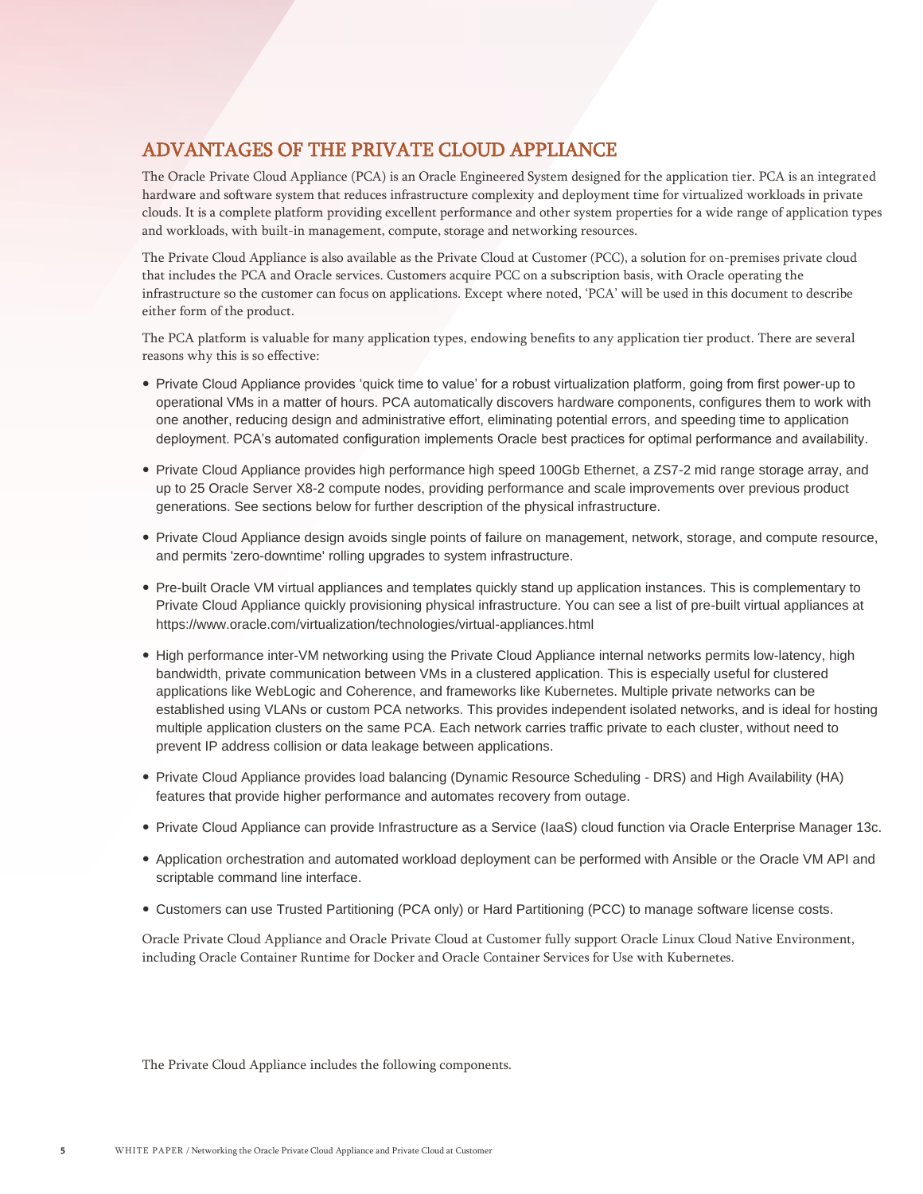## ADVANTAGES OF THE PRIVATE CLOUD APPLIANCE

The Oracle Private Cloud Appliance (PCA) is an Oracle Engineered System designed for the application tier. PCA is an integrated hardware and software system that reduces infrastructure complexity and deployment time for virtualized workloads in private clouds. It is a complete platform providing excellent performance and other system properties for a wide range of application types and workloads, with built-in management, compute, storage and networking resources.

The Private Cloud Appliance is also available as the Private Cloud at Customer (PCC), a solution for on-premises private cloud that includes the PCA and Oracle services. Customers acquire PCC on a subscription basis, with Oracle operating the infrastructure so the customer can focus on applications. Except where noted, 'PCA' will be used in this document to describe either form of the product.

The PCA platform is valuable for many application types, endowing benefits to any application tier product. There are several reasons why this is so effective:

- Private Cloud Appliance provides 'quick time to value' for a robust virtualization platform, going from first power-up to operational VMs in a matter of hours. PCA automatically discovers hardware components, configures them to work with one another, reducing design and administrative effort, eliminating potential errors, and speeding time to application deployment. PCA's automated configuration implements Oracle best practices for optimal performance and availability.
- Private Cloud Appliance provides high performance high speed 100Gb Ethernet, a ZS7-2 mid range storage array, and up to 25 Oracle Server X8-2 compute nodes, providing performance and scale improvements over previous product generations. See sections below for further description of the physical infrastructure.
- Private Cloud Appliance design avoids single points of failure on management, network, storage, and compute resource, and permits 'zero-downtime' rolling upgrades to system infrastructure.
- Pre-built Oracle VM virtual appliances and templates quickly stand up application instances. This is complementary to Private Cloud Appliance quickly provisioning physical infrastructure. You can see a list of pre-built virtual appliances at https://www.oracle.com/virtualization/technologies/virtual-appliances.html
- High performance inter-VM networking using the Private Cloud Appliance internal networks permits low-latency, high bandwidth, private communication between VMs in a clustered application. This is especially useful for clustered applications like WebLogic and Coherence, and frameworks like Kubernetes. Multiple private networks can be established using VLANs or custom PCA networks. This provides independent isolated networks, and is ideal for hosting multiple application clusters on the same PCA. Each network carries traffic private to each cluster, without need to prevent IP address collision or data leakage between applications.
- Private Cloud Appliance provides load balancing (Dynamic Resource Scheduling - DRS) and High Availability (HA) features that provide higher performance and automates recovery from outage.
- Private Cloud Appliance can provide Infrastructure as a Service (IaaS) cloud function via Oracle Enterprise Manager 13c.
- Application orchestration and automated workload deployment can be performed with Ansible or the Oracle VM API and scriptable command line interface.
- Customers can use Trusted Partitioning (PCA only) or Hard Partitioning (PCC) to manage software license costs.

Oracle Private Cloud Appliance and Oracle Private Cloud at Customer fully support Oracle Linux Cloud Native Environment, including Oracle Container Runtime for Docker and Oracle Container Services for Use with Kubernetes.

The Private Cloud Appliance includes the following components.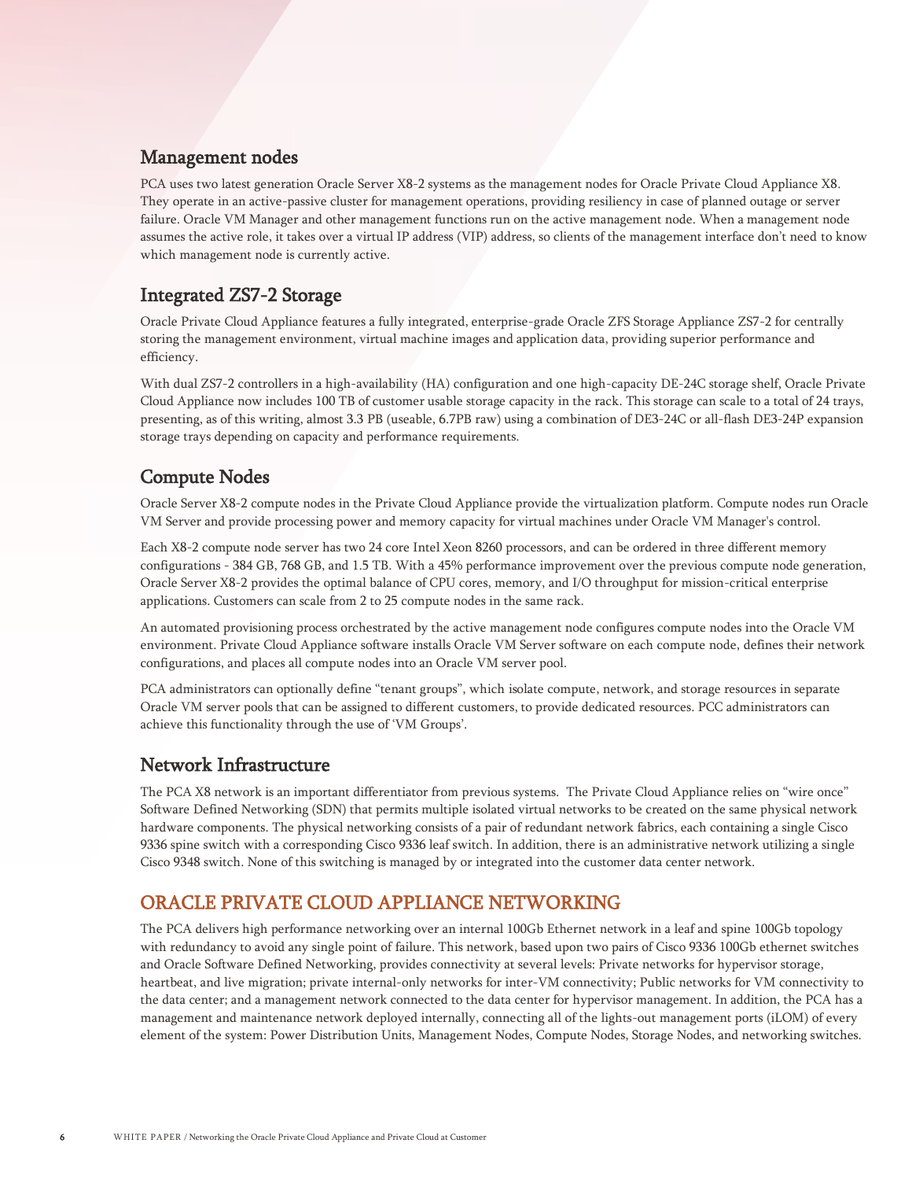## Management nodes

PCA uses two latest generation Oracle Server X8-2 systems as the management nodes for Oracle Private Cloud Appliance X8. They operate in an active-passive cluster for management operations, providing resiliency in case of planned outage or server failure. Oracle VM Manager and other management functions run on the active management node. When a management node assumes the active role, it takes over a virtual IP address (VIP) address, so clients of the management interface don't need to know which management node is currently active.

## Integrated ZS7-2 Storage

Oracle Private Cloud Appliance features a fully integrated, enterprise-grade Oracle ZFS Storage Appliance ZS7-2 for centrally storing the management environment, virtual machine images and application data, providing superior performance and efficiency.

With dual ZS7-2 controllers in a high-availability (HA) configuration and one high-capacity DE-24C storage shelf, Oracle Private Cloud Appliance now includes 100 TB of customer usable storage capacity in the rack. This storage can scale to a total of 24 trays, presenting, as of this writing, almost 3.3 PB (useable, 6.7PB raw) using a combination of DE3-24C or all-flash DE3-24P expansion storage trays depending on capacity and performance requirements.

## Compute Nodes

Oracle Server X8-2 compute nodes in the Private Cloud Appliance provide the virtualization platform. Compute nodes run Oracle VM Server and provide processing power and memory capacity for virtual machines under Oracle VM Manager's control.

Each X8-2 compute node server has two 24 core Intel Xeon 8260 processors, and can be ordered in three different memory configurations - 384 GB, 768 GB, and 1.5 TB. With a 45% performance improvement over the previous compute node generation, Oracle Server X8-2 provides the optimal balance of CPU cores, memory, and I/O throughput for mission-critical enterprise applications. Customers can scale from 2 to 25 compute nodes in the same rack.

An automated provisioning process orchestrated by the active management node configures compute nodes into the Oracle VM environment. Private Cloud Appliance software installs Oracle VM Server software on each compute node, defines their network configurations, and places all compute nodes into an Oracle VM server pool.

PCA administrators can optionally define "tenant groups", which isolate compute, network, and storage resources in separate Oracle VM server pools that can be assigned to different customers, to provide dedicated resources. PCC administrators can achieve this functionality through the use of 'VM Groups'.

## Network Infrastructure

The PCA X8 network is an important differentiator from previous systems. The Private Cloud Appliance relies on "wire once" Software Defined Networking (SDN) that permits multiple isolated virtual networks to be created on the same physical network hardware components. The physical networking consists of a pair of redundant network fabrics, each containing a single Cisco 9336 spine switch with a corresponding Cisco 9336 leaf switch. In addition, there is an administrative network utilizing a single Cisco 9348 switch. None of this switching is managed by or integrated into the customer data center network.

# ORACLE PRIVATE CLOUD APPLIANCE NETWORKING

The PCA delivers high performance networking over an internal 100Gb Ethernet network in a leaf and spine 100Gb topology with redundancy to avoid any single point of failure. This network, based upon two pairs of Cisco 9336 100Gb ethernet switches and Oracle Software Defined Networking, provides connectivity at several levels: Private networks for hypervisor storage, heartbeat, and live migration; private internal-only networks for inter-VM connectivity; Public networks for VM connectivity to the data center; and a management network connected to the data center for hypervisor management. In addition, the PCA has a management and maintenance network deployed internally, connecting all of the lights-out management ports (iLOM) of every element of the system: Power Distribution Units, Management Nodes, Compute Nodes, Storage Nodes, and networking switches.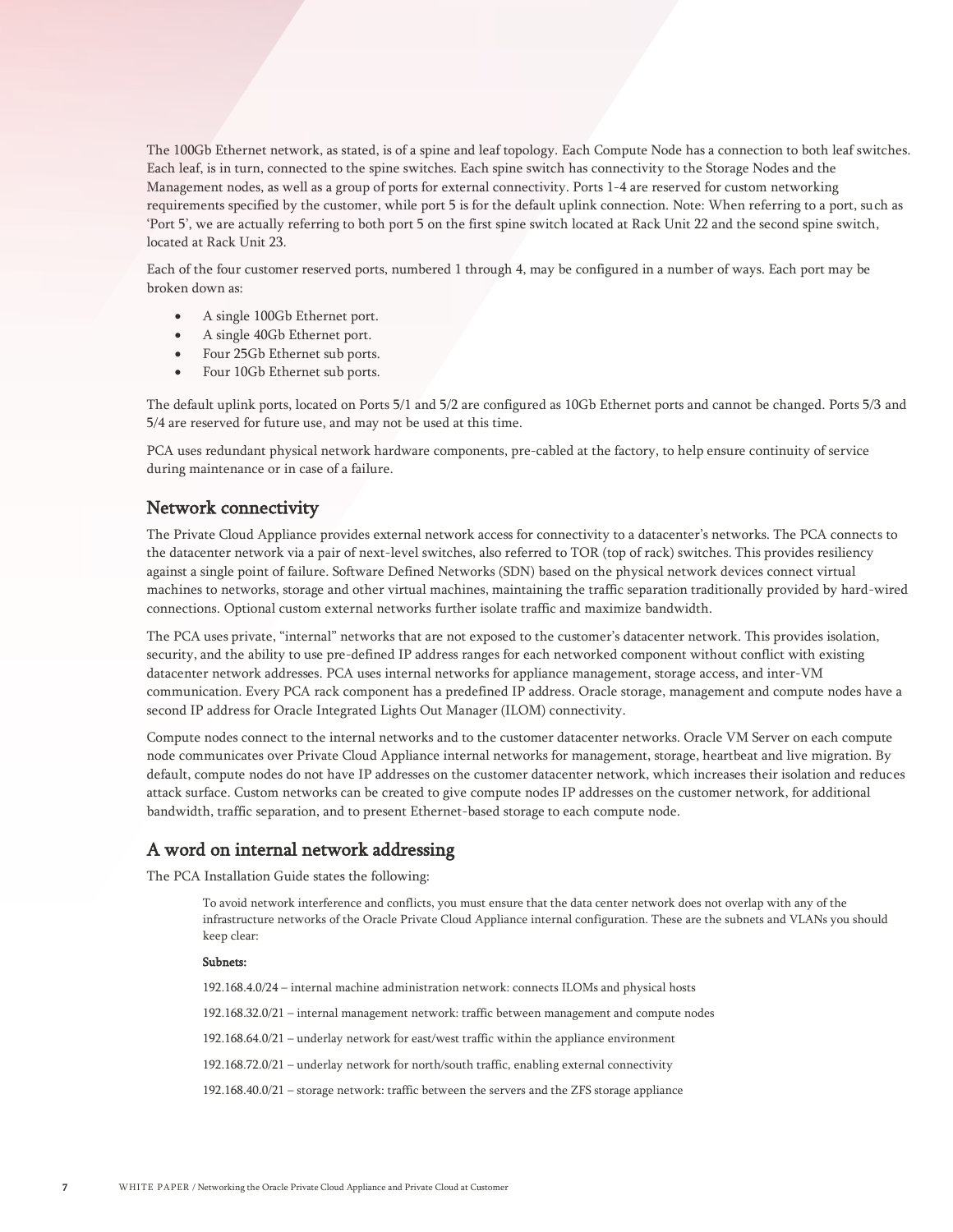The 100Gb Ethernet network, as stated, is of a spine and leaf topology. Each Compute Node has a connection to both leaf switches. Each leaf, is in turn, connected to the spine switches. Each spine switch has connectivity to the Storage Nodes and the Management nodes, as well as a group of ports for external connectivity. Ports 1-4 are reserved for custom networking requirements specified by the customer, while port 5 is for the default uplink connection. Note: When referring to a port, such as 'Port 5', we are actually referring to both port 5 on the first spine switch located at Rack Unit 22 and the second spine switch, located at Rack Unit 23.

Each of the four customer reserved ports, numbered 1 through 4, may be configured in a number of ways. Each port may be broken down as:

- A single 100Gb Ethernet port.
- A single 40Gb Ethernet port.
- Four 25Gb Ethernet sub ports.
- Four 10Gb Ethernet sub ports.

The default uplink ports, located on Ports 5/1 and 5/2 are configured as 10Gb Ethernet ports and cannot be changed. Ports 5/3 and 5/4 are reserved for future use, and may not be used at this time.

PCA uses redundant physical network hardware components, pre-cabled at the factory, to help ensure continuity of service during maintenance or in case of a failure.

## Network connectivity

The Private Cloud Appliance provides external network access for connectivity to a datacenter's networks. The PCA connects to the datacenter network via a pair of next-level switches, also referred to TOR (top of rack) switches. This provides resiliency against a single point of failure. Software Defined Networks (SDN) based on the physical network devices connect virtual machines to networks, storage and other virtual machines, maintaining the traffic separation traditionally provided by hard-wired connections. Optional custom external networks further isolate traffic and maximize bandwidth.

The PCA uses private, "internal" networks that are not exposed to the customer's datacenter network. This provides isolation, security, and the ability to use pre-defined IP address ranges for each networked component without conflict with existing datacenter network addresses. PCA uses internal networks for appliance management, storage access, and inter-VM communication. Every PCA rack component has a predefined IP address. Oracle storage, management and compute nodes have a second IP address for Oracle Integrated Lights Out Manager (ILOM) connectivity.

Compute nodes connect to the internal networks and to the customer datacenter networks. Oracle VM Server on each compute node communicates over Private Cloud Appliance internal networks for management, storage, heartbeat and live migration. By default, compute nodes do not have IP addresses on the customer datacenter network, which increases their isolation and reduces attack surface. Custom networks can be created to give compute nodes IP addresses on the customer network, for additional bandwidth, traffic separation, and to present Ethernet-based storage to each compute node.

## A word on internal network addressing

The PCA Installation Guide states the following:

> To avoid network interference and conflicts, you must ensure that the data center network does not overlap with any of the infrastructure networks of the Oracle Private Cloud Appliance internal configuration. These are the subnets and VLANs you should keep clear:
>
> **Subnets:**
>
> 192.168.4.0/24 – internal machine administration network: connects ILOMs and physical hosts
>
> 192.168.32.0/21 – internal management network: traffic between management and compute nodes
>
> 192.168.64.0/21 – underlay network for east/west traffic within the appliance environment
>
> 192.168.72.0/21 – underlay network for north/south traffic, enabling external connectivity
>
> 192.168.40.0/21 – storage network: traffic between the servers and the ZFS storage appliance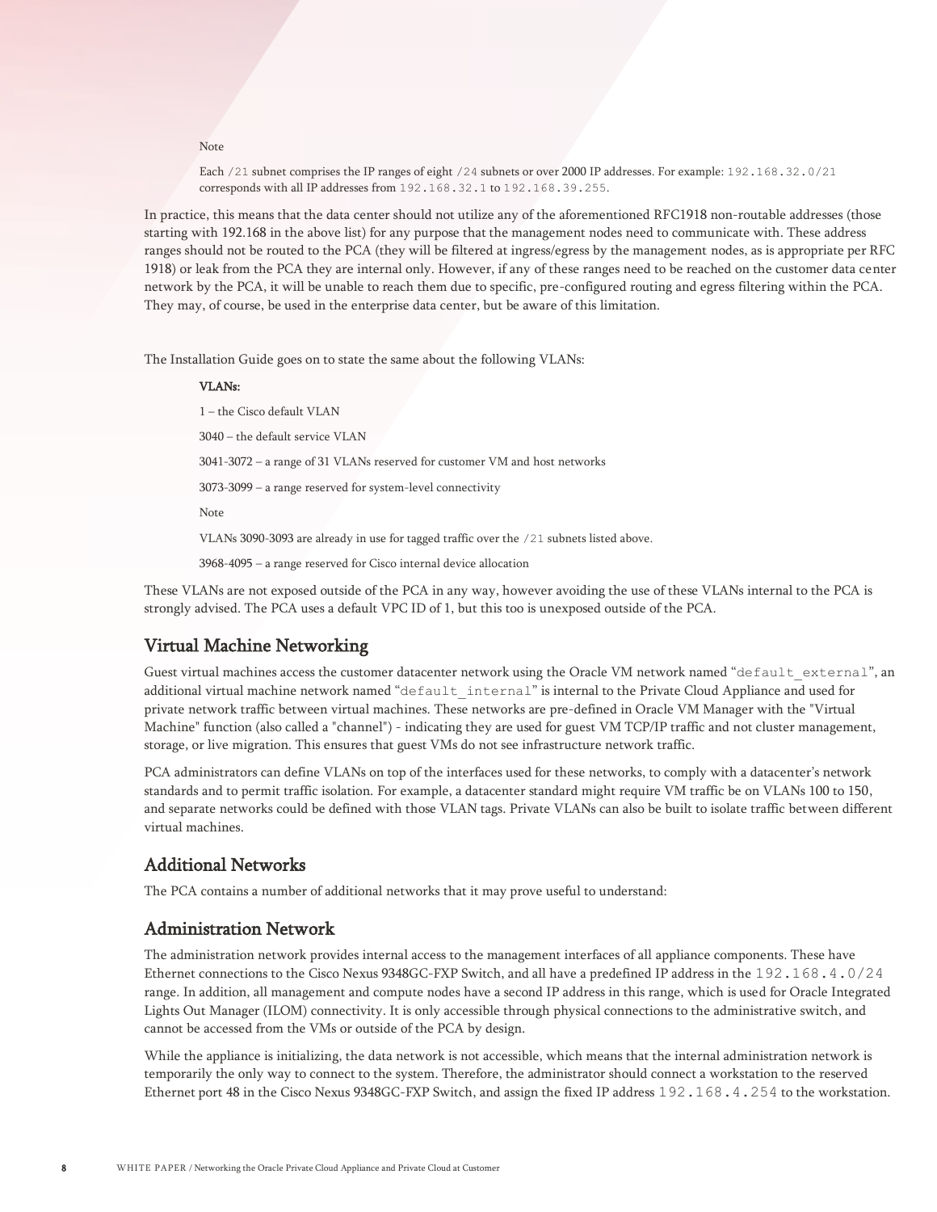> Note
>
> Each `/21` subnet comprises the IP ranges of eight `/24` subnets or over 2000 IP addresses. For example: `192.168.32.0/21` corresponds with all IP addresses from `192.168.32.1` to `192.168.39.255`.

In practice, this means that the data center should not utilize any of the aforementioned RFC1918 non-routable addresses (those starting with 192.168 in the above list) for any purpose that the management nodes need to communicate with. These address ranges should not be routed to the PCA (they will be filtered at ingress/egress by the management nodes, as is appropriate per RFC 1918) or leak from the PCA they are internal only. However, if any of these ranges need to be reached on the customer data center network by the PCA, it will be unable to reach them due to specific, pre-configured routing and egress filtering within the PCA. They may, of course, be used in the enterprise data center, but be aware of this limitation.

The Installation Guide goes on to state the same about the following VLANs:

> **VLANs:**
>
> 1 – the Cisco default VLAN
>
> 3040 – the default service VLAN
>
> 3041-3072 – a range of 31 VLANs reserved for customer VM and host networks
>
> 3073-3099 – a range reserved for system-level connectivity
>
> Note
>
> VLANs 3090-3093 are already in use for tagged traffic over the `/21` subnets listed above.
>
> 3968-4095 – a range reserved for Cisco internal device allocation

These VLANs are not exposed outside of the PCA in any way, however avoiding the use of these VLANs internal to the PCA is strongly advised. The PCA uses a default VPC ID of 1, but this too is unexposed outside of the PCA.

## Virtual Machine Networking

Guest virtual machines access the customer datacenter network using the Oracle VM network named "`default_external`", an additional virtual machine network named "`default_internal`" is internal to the Private Cloud Appliance and used for private network traffic between virtual machines. These networks are pre-defined in Oracle VM Manager with the "Virtual Machine" function (also called a "channel") - indicating they are used for guest VM TCP/IP traffic and not cluster management, storage, or live migration. This ensures that guest VMs do not see infrastructure network traffic.

PCA administrators can define VLANs on top of the interfaces used for these networks, to comply with a datacenter's network standards and to permit traffic isolation. For example, a datacenter standard might require VM traffic be on VLANs 100 to 150, and separate networks could be defined with those VLAN tags. Private VLANs can also be built to isolate traffic between different virtual machines.

## Additional Networks

The PCA contains a number of additional networks that it may prove useful to understand:

## Administration Network

The administration network provides internal access to the management interfaces of all appliance components. These have Ethernet connections to the Cisco Nexus 9348GC-FXP Switch, and all have a predefined IP address in the `192.168.4.0/24` range. In addition, all management and compute nodes have a second IP address in this range, which is used for Oracle Integrated Lights Out Manager (ILOM) connectivity. It is only accessible through physical connections to the administrative switch, and cannot be accessed from the VMs or outside of the PCA by design.

While the appliance is initializing, the data network is not accessible, which means that the internal administration network is temporarily the only way to connect to the system. Therefore, the administrator should connect a workstation to the reserved Ethernet port 48 in the Cisco Nexus 9348GC-FXP Switch, and assign the fixed IP address `192.168.4.254` to the workstation.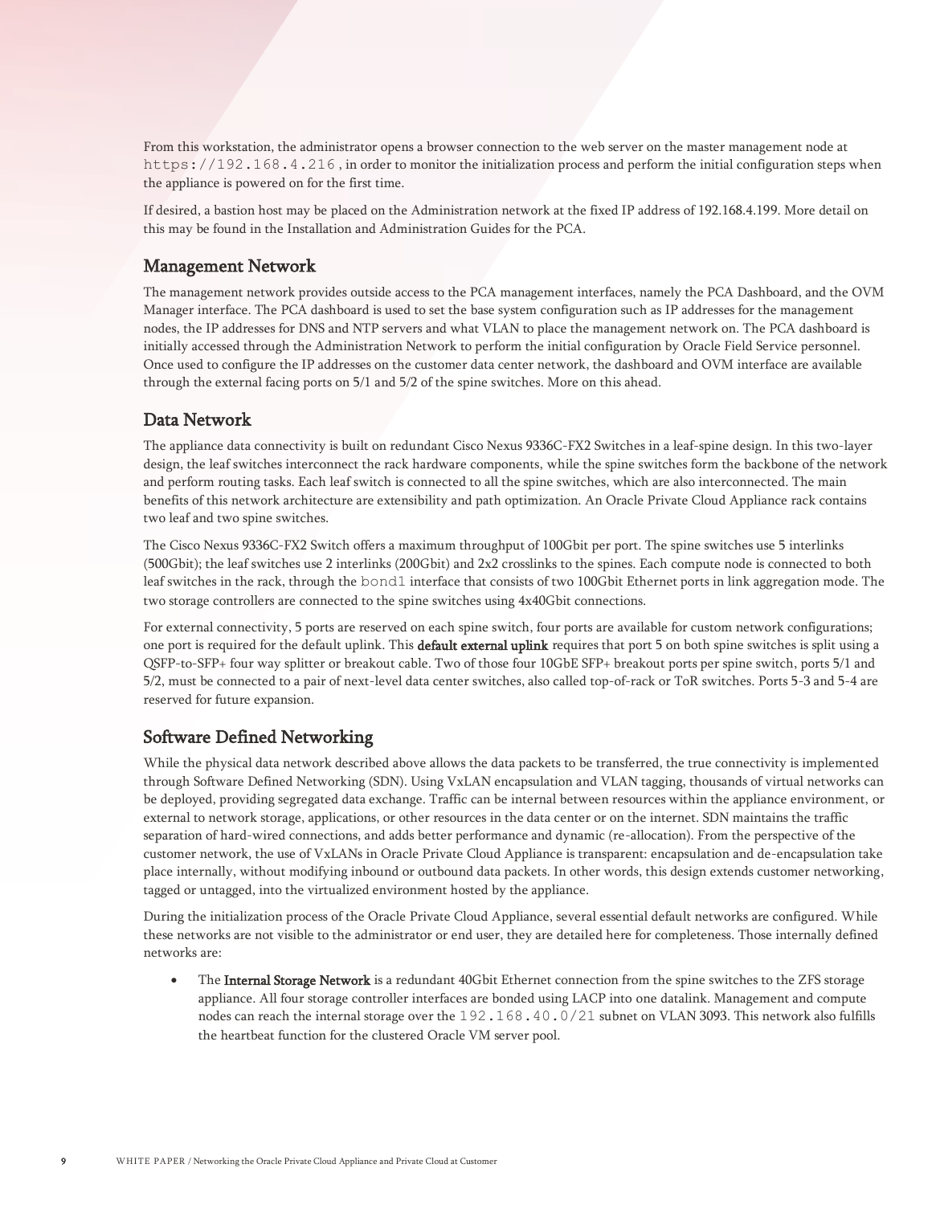From this workstation, the administrator opens a browser connection to the web server on the master management node at `https://192.168.4.216`, in order to monitor the initialization process and perform the initial configuration steps when the appliance is powered on for the first time.

If desired, a bastion host may be placed on the Administration network at the fixed IP address of 192.168.4.199. More detail on this may be found in the Installation and Administration Guides for the PCA.

## Management Network

The management network provides outside access to the PCA management interfaces, namely the PCA Dashboard, and the OVM Manager interface. The PCA dashboard is used to set the base system configuration such as IP addresses for the management nodes, the IP addresses for DNS and NTP servers and what VLAN to place the management network on. The PCA dashboard is initially accessed through the Administration Network to perform the initial configuration by Oracle Field Service personnel. Once used to configure the IP addresses on the customer data center network, the dashboard and OVM interface are available through the external facing ports on 5/1 and 5/2 of the spine switches. More on this ahead.

## Data Network

The appliance data connectivity is built on redundant Cisco Nexus 9336C-FX2 Switches in a leaf-spine design. In this two-layer design, the leaf switches interconnect the rack hardware components, while the spine switches form the backbone of the network and perform routing tasks. Each leaf switch is connected to all the spine switches, which are also interconnected. The main benefits of this network architecture are extensibility and path optimization. An Oracle Private Cloud Appliance rack contains two leaf and two spine switches.

The Cisco Nexus 9336C-FX2 Switch offers a maximum throughput of 100Gbit per port. The spine switches use 5 interlinks (500Gbit); the leaf switches use 2 interlinks (200Gbit) and 2x2 crosslinks to the spines. Each compute node is connected to both leaf switches in the rack, through the `bond1` interface that consists of two 100Gbit Ethernet ports in link aggregation mode. The two storage controllers are connected to the spine switches using 4x40Gbit connections.

For external connectivity, 5 ports are reserved on each spine switch, four ports are available for custom network configurations; one port is required for the default uplink. This **default external uplink** requires that port 5 on both spine switches is split using a QSFP-to-SFP+ four way splitter or breakout cable. Two of those four 10GbE SFP+ breakout ports per spine switch, ports 5/1 and 5/2, must be connected to a pair of next-level data center switches, also called top-of-rack or ToR switches. Ports 5-3 and 5-4 are reserved for future expansion.

## Software Defined Networking

While the physical data network described above allows the data packets to be transferred, the true connectivity is implemented through Software Defined Networking (SDN). Using VxLAN encapsulation and VLAN tagging, thousands of virtual networks can be deployed, providing segregated data exchange. Traffic can be internal between resources within the appliance environment, or external to network storage, applications, or other resources in the data center or on the internet. SDN maintains the traffic separation of hard-wired connections, and adds better performance and dynamic (re-allocation). From the perspective of the customer network, the use of VxLANs in Oracle Private Cloud Appliance is transparent: encapsulation and de-encapsulation take place internally, without modifying inbound or outbound data packets. In other words, this design extends customer networking, tagged or untagged, into the virtualized environment hosted by the appliance.

During the initialization process of the Oracle Private Cloud Appliance, several essential default networks are configured. While these networks are not visible to the administrator or end user, they are detailed here for completeness. Those internally defined networks are:

- The **Internal Storage Network** is a redundant 40Gbit Ethernet connection from the spine switches to the ZFS storage appliance. All four storage controller interfaces are bonded using LACP into one datalink. Management and compute nodes can reach the internal storage over the `192.168.40.0/21` subnet on VLAN 3093. This network also fulfills the heartbeat function for the clustered Oracle VM server pool.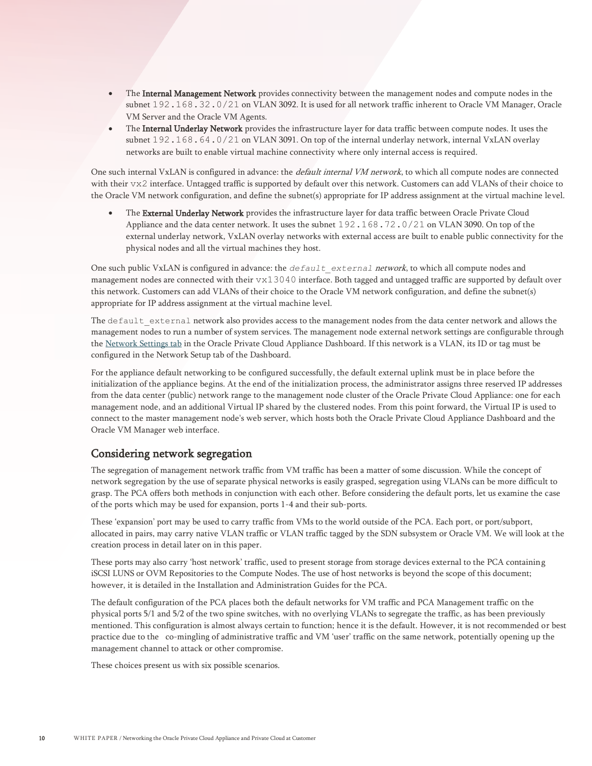- The **Internal Management Network** provides connectivity between the management nodes and compute nodes in the subnet `192.168.32.0/21` on VLAN 3092. It is used for all network traffic inherent to Oracle VM Manager, Oracle VM Server and the Oracle VM Agents.
- The **Internal Underlay Network** provides the infrastructure layer for data traffic between compute nodes. It uses the subnet `192.168.64.0/21` on VLAN 3091. On top of the internal underlay network, internal VxLAN overlay networks are built to enable virtual machine connectivity where only internal access is required.

One such internal VxLAN is configured in advance: the *default internal VM network*, to which all compute nodes are connected with their `vx2` interface. Untagged traffic is supported by default over this network. Customers can add VLANs of their choice to the Oracle VM network configuration, and define the subnet(s) appropriate for IP address assignment at the virtual machine level.

- The **External Underlay Network** provides the infrastructure layer for data traffic between Oracle Private Cloud Appliance and the data center network. It uses the subnet `192.168.72.0/21` on VLAN 3090. On top of the external underlay network, VxLAN overlay networks with external access are built to enable public connectivity for the physical nodes and all the virtual machines they host.

One such public VxLAN is configured in advance: the *`default_external` network*, to which all compute nodes and management nodes are connected with their `vx13040` interface. Both tagged and untagged traffic are supported by default over this network. Customers can add VLANs of their choice to the Oracle VM network configuration, and define the subnet(s) appropriate for IP address assignment at the virtual machine level.

The `default_external` network also provides access to the management nodes from the data center network and allows the management nodes to run a number of system services. The management node external network settings are configurable through the Network Settings tab in the Oracle Private Cloud Appliance Dashboard. If this network is a VLAN, its ID or tag must be configured in the Network Setup tab of the Dashboard.

For the appliance default networking to be configured successfully, the default external uplink must be in place before the initialization of the appliance begins. At the end of the initialization process, the administrator assigns three reserved IP addresses from the data center (public) network range to the management node cluster of the Oracle Private Cloud Appliance: one for each management node, and an additional Virtual IP shared by the clustered nodes. From this point forward, the Virtual IP is used to connect to the master management node's web server, which hosts both the Oracle Private Cloud Appliance Dashboard and the Oracle VM Manager web interface.

## Considering network segregation

The segregation of management network traffic from VM traffic has been a matter of some discussion. While the concept of network segregation by the use of separate physical networks is easily grasped, segregation using VLANs can be more difficult to grasp. The PCA offers both methods in conjunction with each other. Before considering the default ports, let us examine the case of the ports which may be used for expansion, ports 1-4 and their sub-ports.

These 'expansion' port may be used to carry traffic from VMs to the world outside of the PCA. Each port, or port/subport, allocated in pairs, may carry native VLAN traffic or VLAN traffic tagged by the SDN subsystem or Oracle VM. We will look at the creation process in detail later on in this paper.

These ports may also carry 'host network' traffic, used to present storage from storage devices external to the PCA containing iSCSI LUNS or OVM Repositories to the Compute Nodes. The use of host networks is beyond the scope of this document; however, it is detailed in the Installation and Administration Guides for the PCA.

The default configuration of the PCA places both the default networks for VM traffic and PCA Management traffic on the physical ports 5/1 and 5/2 of the two spine switches, with no overlying VLANs to segregate the traffic, as has been previously mentioned. This configuration is almost always certain to function; hence it is the default. However, it is not recommended or best practice due to the co-mingling of administrative traffic and VM 'user' traffic on the same network, potentially opening up the management channel to attack or other compromise.

These choices present us with six possible scenarios.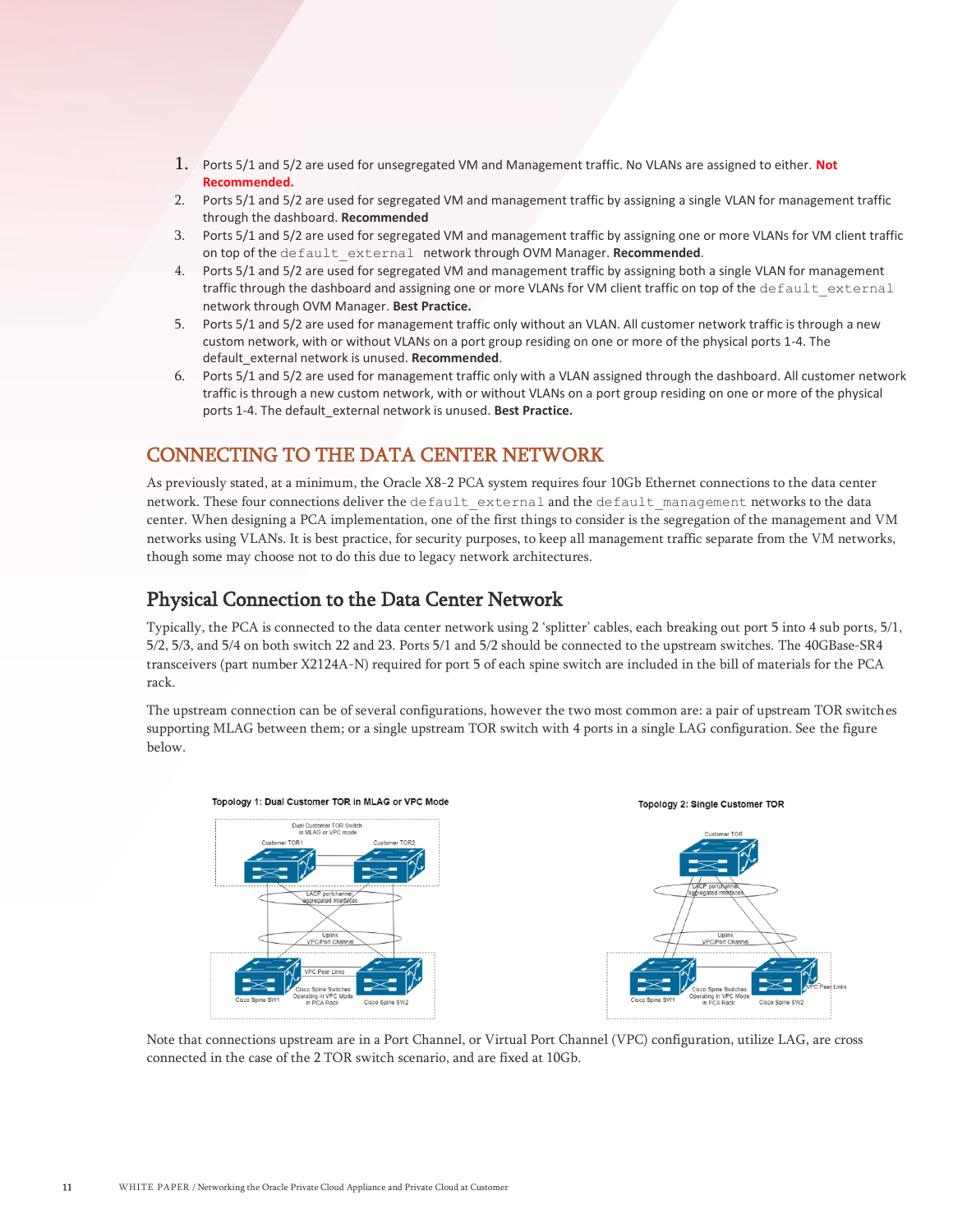1. Ports 5/1 and 5/2 are used for unsegregated VM and Management traffic. No VLANs are assigned to either. **Not Recommended.**
2. Ports 5/1 and 5/2 are used for segregated VM and management traffic by assigning a single VLAN for management traffic through the dashboard. **Recommended**
3. Ports 5/1 and 5/2 are used for segregated VM and management traffic by assigning one or more VLANs for VM client traffic on top of the `default_external` network through OVM Manager. **Recommended**.
4. Ports 5/1 and 5/2 are used for segregated VM and management traffic by assigning both a single VLAN for management traffic through the dashboard and assigning one or more VLANs for VM client traffic on top of the `default_external` network through OVM Manager. **Best Practice.**
5. Ports 5/1 and 5/2 are used for management traffic only without an VLAN. All customer network traffic is through a new custom network, with or without VLANs on a port group residing on one or more of the physical ports 1-4. The default_external network is unused. **Recommended**.
6. Ports 5/1 and 5/2 are used for management traffic only with a VLAN assigned through the dashboard. All customer network traffic is through a new custom network, with or without VLANs on a port group residing on one or more of the physical ports 1-4. The default_external network is unused. **Best Practice.**

# CONNECTING TO THE DATA CENTER NETWORK

As previously stated, at a minimum, the Oracle X8-2 PCA system requires four 10Gb Ethernet connections to the data center network. These four connections deliver the `default_external` and the `default_management` networks to the data center. When designing a PCA implementation, one of the first things to consider is the segregation of the management and VM networks using VLANs. It is best practice, for security purposes, to keep all management traffic separate from the VM networks, though some may choose not to do this due to legacy network architectures.

## Physical Connection to the Data Center Network

Typically, the PCA is connected to the data center network using 2 'splitter' cables, each breaking out port 5 into 4 sub ports, 5/1, 5/2, 5/3, and 5/4 on both switch 22 and 23. Ports 5/1 and 5/2 should be connected to the upstream switches. The 40GBase-SR4 transceivers (part number X2124A-N) required for port 5 of each spine switch are included in the bill of materials for the PCA rack.

The upstream connection can be of several configurations, however the two most common are: a pair of upstream TOR switches supporting MLAG between them; or a single upstream TOR switch with 4 ports in a single LAG configuration. See the figure below.

Topology 1: Dual Customer TOR in MLAG or VPC Mode

Topology 2: Single Customer TOR

Note that connections upstream are in a Port Channel, or Virtual Port Channel (VPC) configuration, utilize LAG, are cross connected in the case of the 2 TOR switch scenario, and are fixed at 10Gb.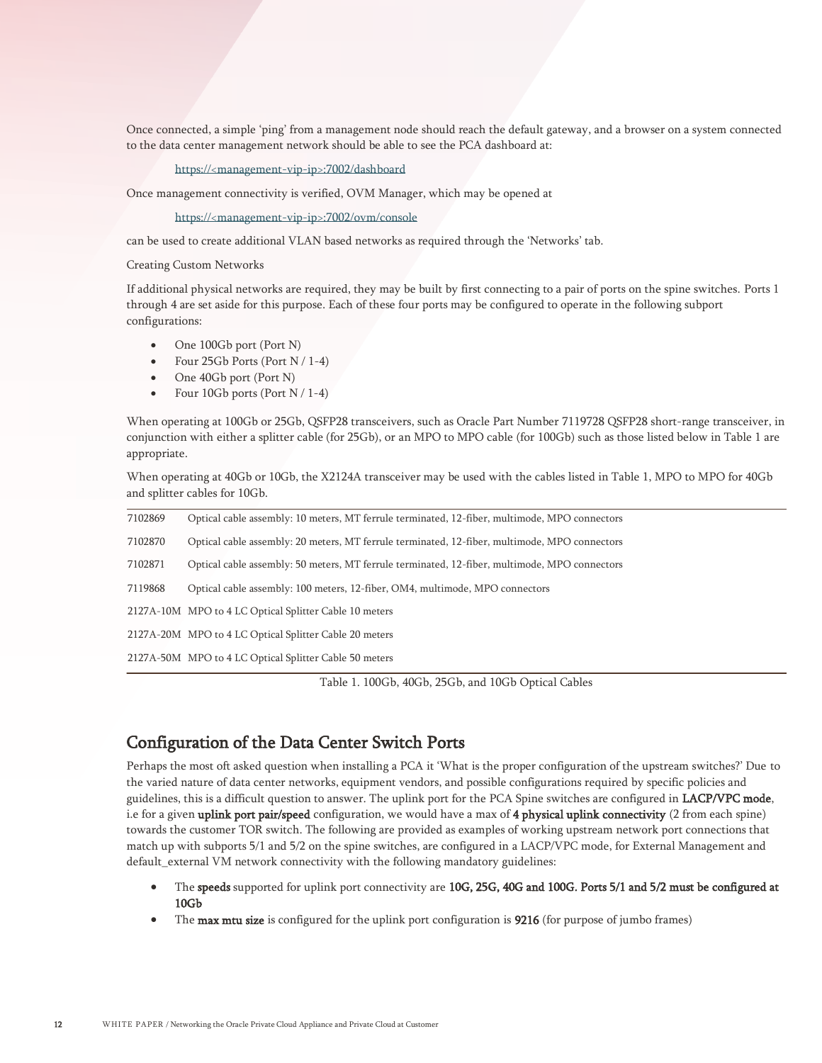Once connected, a simple 'ping' from a management node should reach the default gateway, and a browser on a system connected to the data center management network should be able to see the PCA dashboard at:

https://<management-vip-ip>:7002/dashboard

Once management connectivity is verified, OVM Manager, which may be opened at

https://<management-vip-ip>:7002/ovm/console

can be used to create additional VLAN based networks as required through the 'Networks' tab.

Creating Custom Networks

If additional physical networks are required, they may be built by first connecting to a pair of ports on the spine switches. Ports 1 through 4 are set aside for this purpose. Each of these four ports may be configured to operate in the following subport configurations:

- One 100Gb port (Port N)
- Four 25Gb Ports (Port N / 1-4)
- One 40Gb port (Port N)
- Four 10Gb ports (Port N / 1-4)

When operating at 100Gb or 25Gb, QSFP28 transceivers, such as Oracle Part Number 7119728 QSFP28 short-range transceiver, in conjunction with either a splitter cable (for 25Gb), or an MPO to MPO cable (for 100Gb) such as those listed below in Table 1 are appropriate.

When operating at 40Gb or 10Gb, the X2124A transceiver may be used with the cables listed in Table 1, MPO to MPO for 40Gb and splitter cables for 10Gb.

| | |
|---|---|
| 7102869 | Optical cable assembly: 10 meters, MT ferrule terminated, 12-fiber, multimode, MPO connectors |
| 7102870 | Optical cable assembly: 20 meters, MT ferrule terminated, 12-fiber, multimode, MPO connectors |
| 7102871 | Optical cable assembly: 50 meters, MT ferrule terminated, 12-fiber, multimode, MPO connectors |
| 7119868 | Optical cable assembly: 100 meters, 12-fiber, OM4, multimode, MPO connectors |
| 2127A-10M | MPO to 4 LC Optical Splitter Cable 10 meters |
| 2127A-20M | MPO to 4 LC Optical Splitter Cable 20 meters |
| 2127A-50M | MPO to 4 LC Optical Splitter Cable 50 meters |

Table 1. 100Gb, 40Gb, 25Gb, and 10Gb Optical Cables

## Configuration of the Data Center Switch Ports

Perhaps the most oft asked question when installing a PCA it 'What is the proper configuration of the upstream switches?' Due to the varied nature of data center networks, equipment vendors, and possible configurations required by specific policies and guidelines, this is a difficult question to answer. The uplink port for the PCA Spine switches are configured in **LACP/VPC mode**, i.e for a given **uplink port pair/speed** configuration, we would have a max of **4 physical uplink connectivity** (2 from each spine) towards the customer TOR switch. The following are provided as examples of working upstream network port connections that match up with subports 5/1 and 5/2 on the spine switches, are configured in a LACP/VPC mode, for External Management and default_external VM network connectivity with the following mandatory guidelines:

- The **speeds** supported for uplink port connectivity are **10G, 25G, 40G and 100G. Ports 5/1 and 5/2 must be configured at 10Gb**
- The **max mtu size** is configured for the uplink port configuration is **9216** (for purpose of jumbo frames)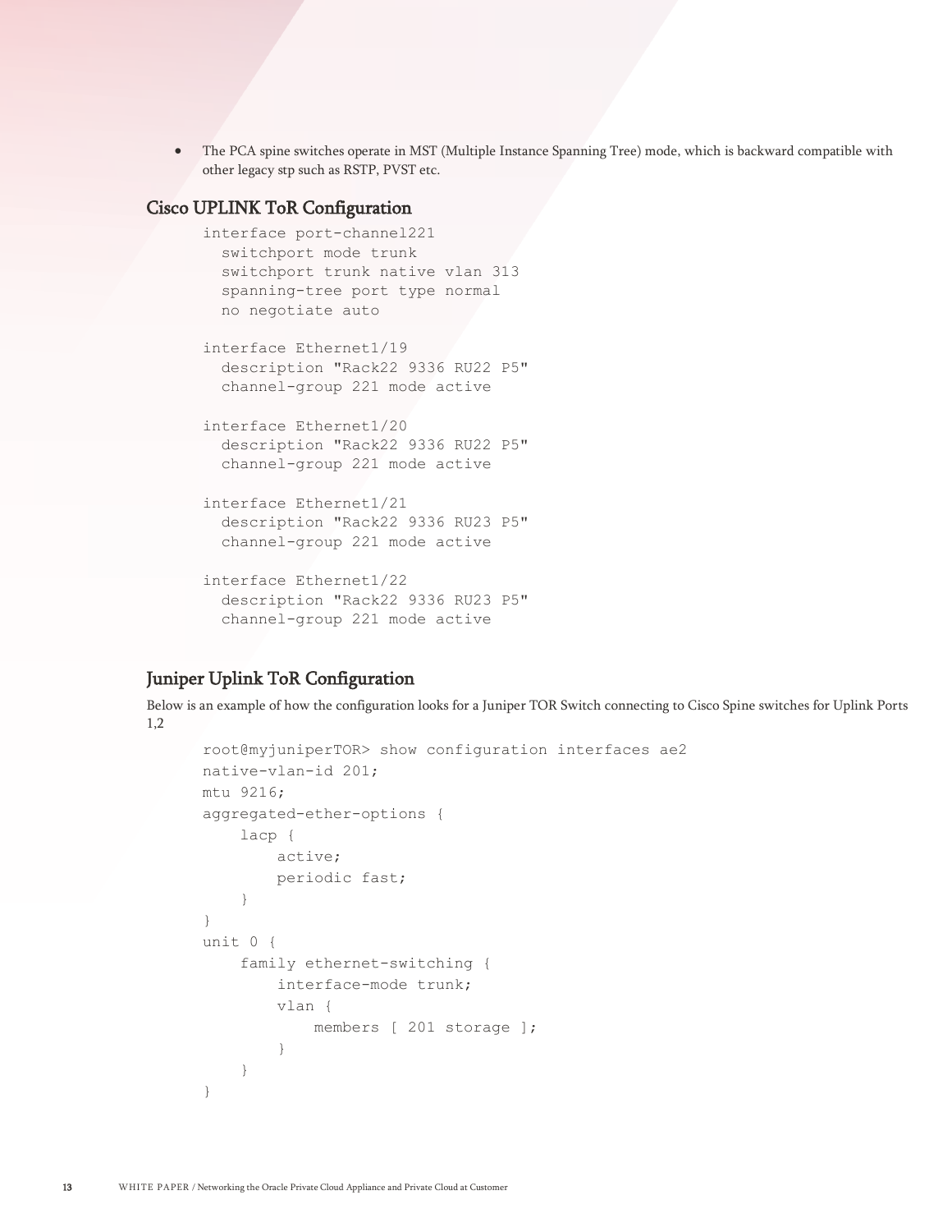- The PCA spine switches operate in MST (Multiple Instance Spanning Tree) mode, which is backward compatible with other legacy stp such as RSTP, PVST etc.

## Cisco UPLINK ToR Configuration

```
interface port-channel221
  switchport mode trunk
  switchport trunk native vlan 313
  spanning-tree port type normal
  no negotiate auto

interface Ethernet1/19
  description "Rack22 9336 RU22 P5"
  channel-group 221 mode active

interface Ethernet1/20
  description "Rack22 9336 RU22 P5"
  channel-group 221 mode active

interface Ethernet1/21
  description "Rack22 9336 RU23 P5"
  channel-group 221 mode active

interface Ethernet1/22
  description "Rack22 9336 RU23 P5"
  channel-group 221 mode active
```

## Juniper Uplink ToR Configuration

Below is an example of how the configuration looks for a Juniper TOR Switch connecting to Cisco Spine switches for Uplink Ports 1,2

```
root@myjuniperTOR> show configuration interfaces ae2
native-vlan-id 201;
mtu 9216;
aggregated-ether-options {
    lacp {
        active;
        periodic fast;
    }
}
unit 0 {
    family ethernet-switching {
        interface-mode trunk;
        vlan {
            members [ 201 storage ];
        }
    }
}
```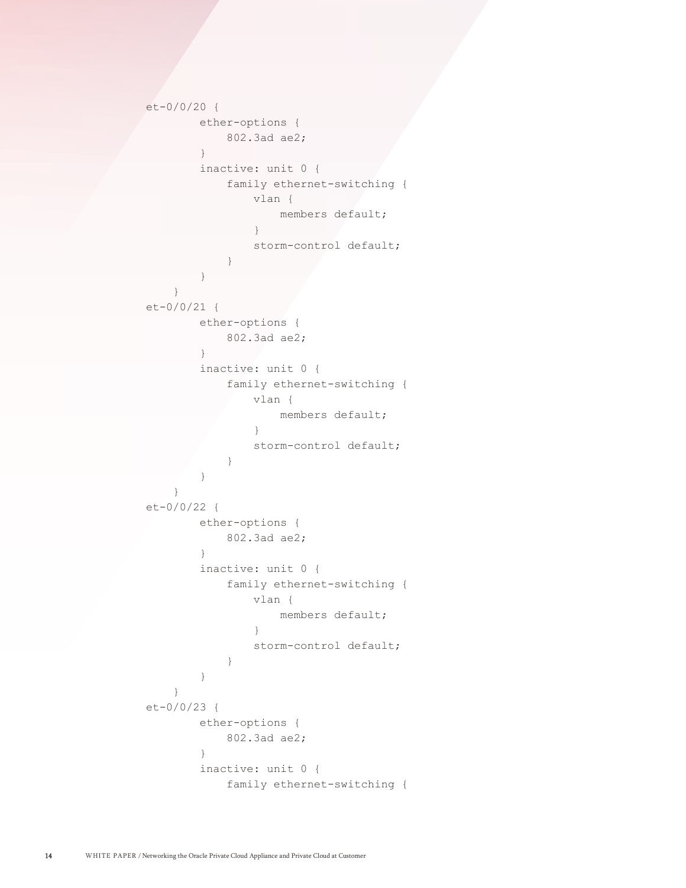```
et-0/0/20 {
        ether-options {
            802.3ad ae2;
        }
        inactive: unit 0 {
            family ethernet-switching {
                vlan {
                    members default;
                }
                storm-control default;
            }
        }
    }
et-0/0/21 {
        ether-options {
            802.3ad ae2;
        }
        inactive: unit 0 {
            family ethernet-switching {
                vlan {
                    members default;
                }
                storm-control default;
            }
        }
    }
et-0/0/22 {
        ether-options {
            802.3ad ae2;
        }
        inactive: unit 0 {
            family ethernet-switching {
                vlan {
                    members default;
                }
                storm-control default;
            }
        }
    }
et-0/0/23 {
        ether-options {
            802.3ad ae2;
        }
        inactive: unit 0 {
            family ethernet-switching {
```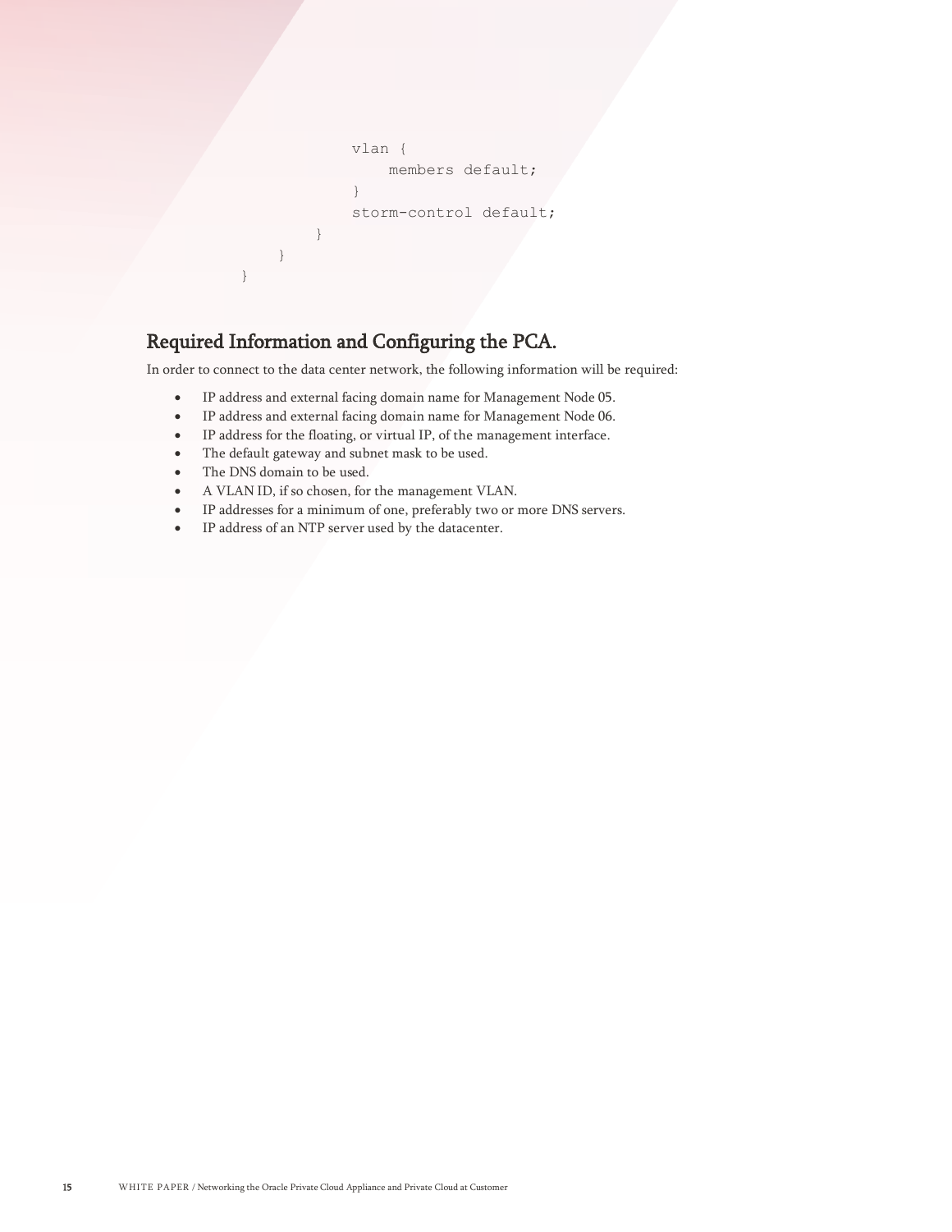```
                vlan {
                    members default;
                }
                storm-control default;
            }
        }
    }
```

## Required Information and Configuring the PCA.

In order to connect to the data center network, the following information will be required:

- IP address and external facing domain name for Management Node 05.
- IP address and external facing domain name for Management Node 06.
- IP address for the floating, or virtual IP, of the management interface.
- The default gateway and subnet mask to be used.
- The DNS domain to be used.
- A VLAN ID, if so chosen, for the management VLAN.
- IP addresses for a minimum of one, preferably two or more DNS servers.
- IP address of an NTP server used by the datacenter.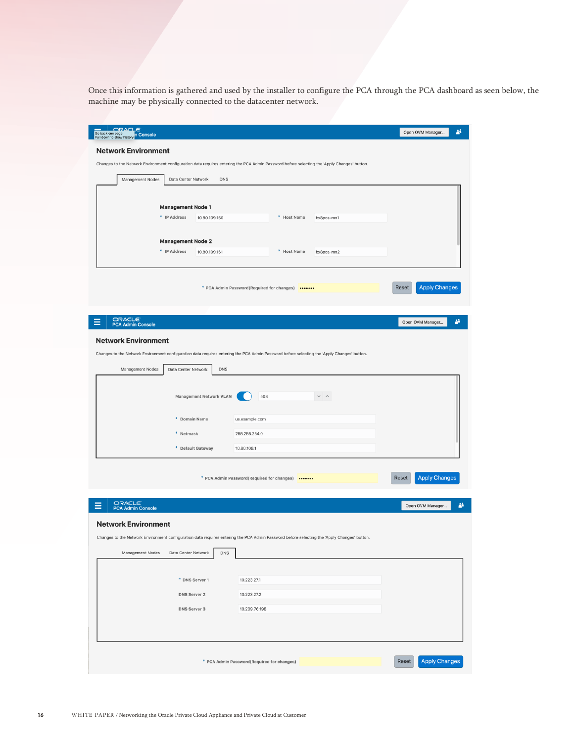Once this information is gathered and used by the installer to configure the PCA through the PCA dashboard as seen below, the machine may be physically connected to the datacenter network.

ORACLE
PCA Admin Console

Open OVM Manager...

## Network Environment

Changes to the Network Environment configuration data requires entering the PCA Admin Password before selecting the 'Apply Changes' button.

Management Nodes | Data Center Network | DNS

**Management Node 1**

* IP Address: 10.80.109.160
* Host Name: bx8pca-mn1

**Management Node 2**

* IP Address: 10.80.109.161
* Host Name: bx8pca-mn2

* PCA Admin Password(Required for changes): ••••••••

Reset | Apply Changes

ORACLE
PCA Admin Console

Open OVM Manager...

## Network Environment

Changes to the Network Environment configuration data requires entering the PCA Admin Password before selecting the 'Apply Changes' button.

Management Nodes | Data Center Network | DNS

Management Network VLAN: 508

* Domain Name: us.example.com
* Netmask: 255.255.254.0
* Default Gateway: 10.80.108.1

* PCA Admin Password(Required for changes): ••••••••

Reset | Apply Changes

ORACLE
PCA Admin Console

Open OVM Manager...

## Network Environment

Changes to the Network Environment configuration data requires entering the PCA Admin Password before selecting the 'Apply Changes' button.

Management Nodes | Data Center Network | DNS

* DNS Server 1: 10.223.27.1

DNS Server 2: 10.223.27.2

DNS Server 3: 10.209.76.198

* PCA Admin Password(Required for changes):

Reset | Apply Changes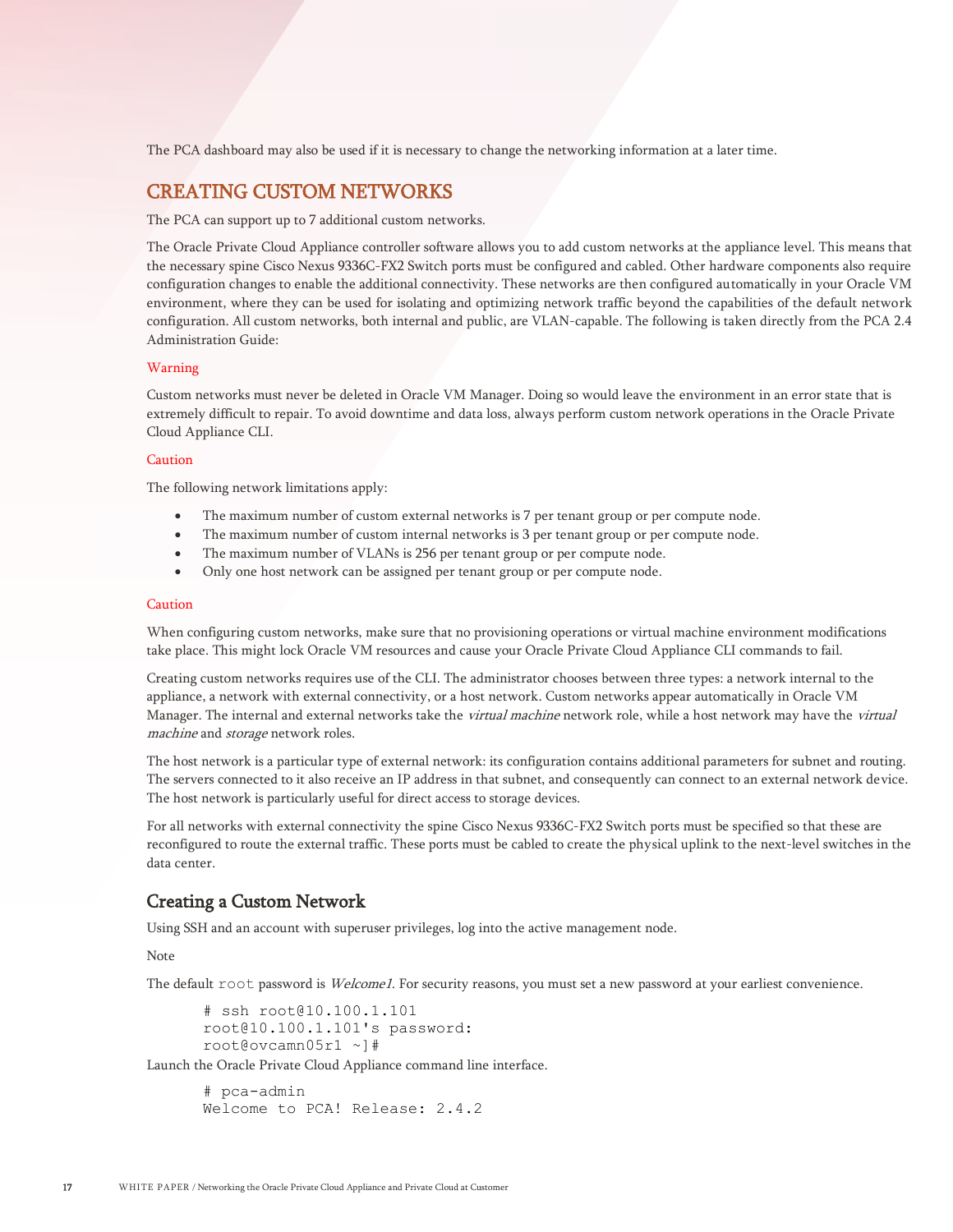The PCA dashboard may also be used if it is necessary to change the networking information at a later time.

## CREATING CUSTOM NETWORKS

The PCA can support up to 7 additional custom networks.

The Oracle Private Cloud Appliance controller software allows you to add custom networks at the appliance level. This means that the necessary spine Cisco Nexus 9336C-FX2 Switch ports must be configured and cabled. Other hardware components also require configuration changes to enable the additional connectivity. These networks are then configured automatically in your Oracle VM environment, where they can be used for isolating and optimizing network traffic beyond the capabilities of the default network configuration. All custom networks, both internal and public, are VLAN-capable. The following is taken directly from the PCA 2.4 Administration Guide:

Warning

Custom networks must never be deleted in Oracle VM Manager. Doing so would leave the environment in an error state that is extremely difficult to repair. To avoid downtime and data loss, always perform custom network operations in the Oracle Private Cloud Appliance CLI.

Caution

The following network limitations apply:

- The maximum number of custom external networks is 7 per tenant group or per compute node.
- The maximum number of custom internal networks is 3 per tenant group or per compute node.
- The maximum number of VLANs is 256 per tenant group or per compute node.
- Only one host network can be assigned per tenant group or per compute node.

Caution

When configuring custom networks, make sure that no provisioning operations or virtual machine environment modifications take place. This might lock Oracle VM resources and cause your Oracle Private Cloud Appliance CLI commands to fail.

Creating custom networks requires use of the CLI. The administrator chooses between three types: a network internal to the appliance, a network with external connectivity, or a host network. Custom networks appear automatically in Oracle VM Manager. The internal and external networks take the *virtual machine* network role, while a host network may have the *virtual machine* and *storage* network roles.

The host network is a particular type of external network: its configuration contains additional parameters for subnet and routing. The servers connected to it also receive an IP address in that subnet, and consequently can connect to an external network device. The host network is particularly useful for direct access to storage devices.

For all networks with external connectivity the spine Cisco Nexus 9336C-FX2 Switch ports must be specified so that these are reconfigured to route the external traffic. These ports must be cabled to create the physical uplink to the next-level switches in the data center.

### Creating a Custom Network

Using SSH and an account with superuser privileges, log into the active management node.

Note

The default `root` password is *Welcome1*. For security reasons, you must set a new password at your earliest convenience.

```
# ssh root@10.100.1.101
root@10.100.1.101's password:
root@ovcamn05r1 ~]#
```

Launch the Oracle Private Cloud Appliance command line interface.

```
# pca-admin
Welcome to PCA! Release: 2.4.2
```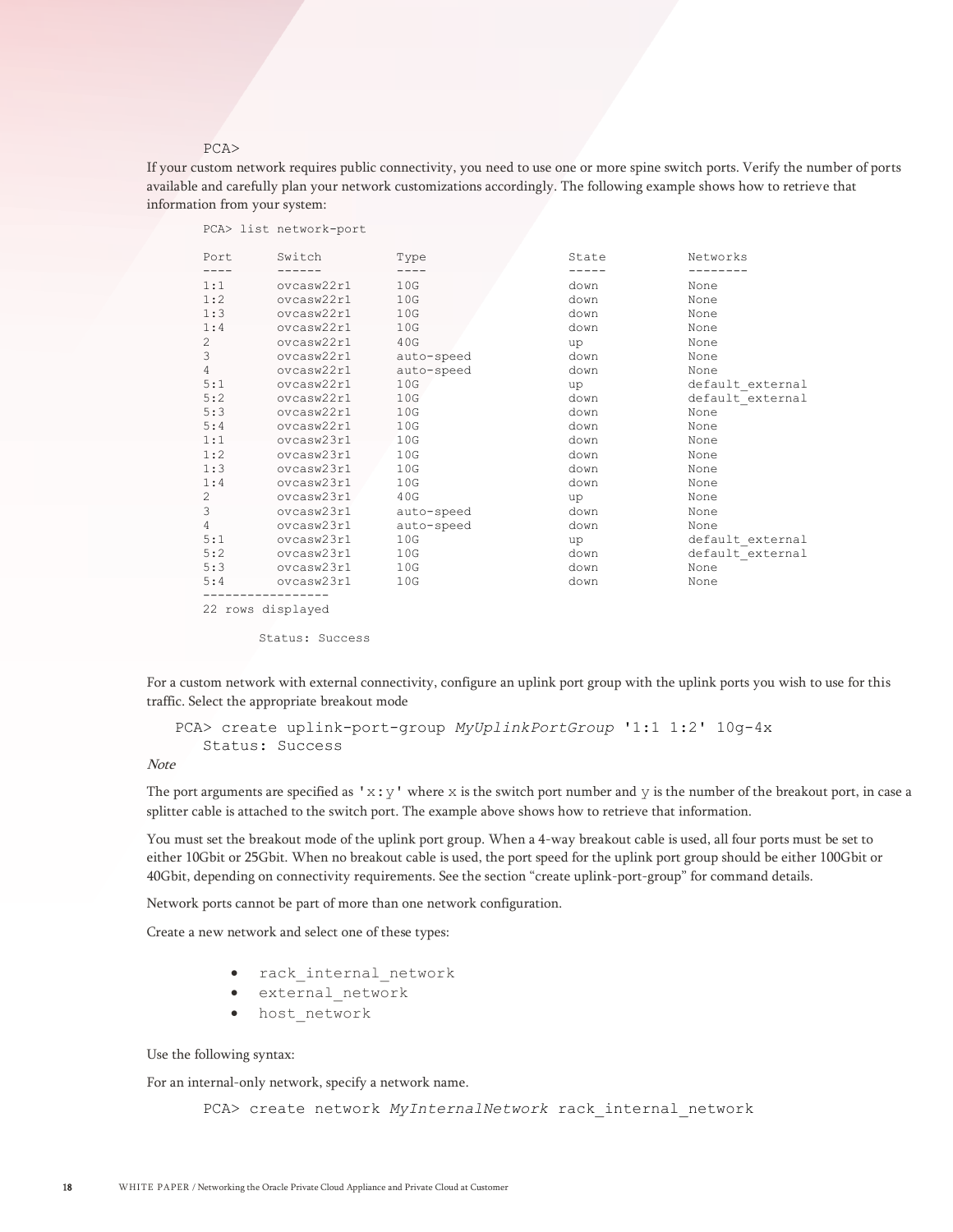```
PCA>
```

If your custom network requires public connectivity, you need to use one or more spine switch ports. Verify the number of ports available and carefully plan your network customizations accordingly. The following example shows how to retrieve that information from your system:

```
PCA> list network-port

Port      Switch        Type           State        Networks
----      ------        ----           -----        --------
1:1       ovcasw22r1    10G            down         None
1:2       ovcasw22r1    10G            down         None
1:3       ovcasw22r1    10G            down         None
1:4       ovcasw22r1    10G            down         None
2         ovcasw22r1    40G            up           None
3         ovcasw22r1    auto-speed     down         None
4         ovcasw22r1    auto-speed     down         None
5:1       ovcasw22r1    10G            up           default_external
5:2       ovcasw22r1    10G            down         default_external
5:3       ovcasw22r1    10G            down         None
5:4       ovcasw22r1    10G            down         None
1:1       ovcasw23r1    10G            down         None
1:2       ovcasw23r1    10G            down         None
1:3       ovcasw23r1    10G            down         None
1:4       ovcasw23r1    10G            down         None
2         ovcasw23r1    40G            up           None
3         ovcasw23r1    auto-speed     down         None
4         ovcasw23r1    auto-speed     down         None
5:1       ovcasw23r1    10G            up           default_external
5:2       ovcasw23r1    10G            down         default_external
5:3       ovcasw23r1    10G            down         None
5:4       ovcasw23r1    10G            down         None
-----------------
22 rows displayed

        Status: Success
```

For a custom network with external connectivity, configure an uplink port group with the uplink ports you wish to use for this traffic. Select the appropriate breakout mode

```
PCA> create uplink-port-group MyUplinkPortGroup '1:1 1:2' 10g-4x
    Status: Success
```

*Note*

The port arguments are specified as `'x:y'` where `x` is the switch port number and `y` is the number of the breakout port, in case a splitter cable is attached to the switch port. The example above shows how to retrieve that information.

You must set the breakout mode of the uplink port group. When a 4-way breakout cable is used, all four ports must be set to either 10Gbit or 25Gbit. When no breakout cable is used, the port speed for the uplink port group should be either 100Gbit or 40Gbit, depending on connectivity requirements. See the section "create uplink-port-group" for command details.

Network ports cannot be part of more than one network configuration.

Create a new network and select one of these types:

- `rack_internal_network`
- `external_network`
- `host_network`

Use the following syntax:

For an internal-only network, specify a network name.

```
PCA> create network MyInternalNetwork rack_internal_network
```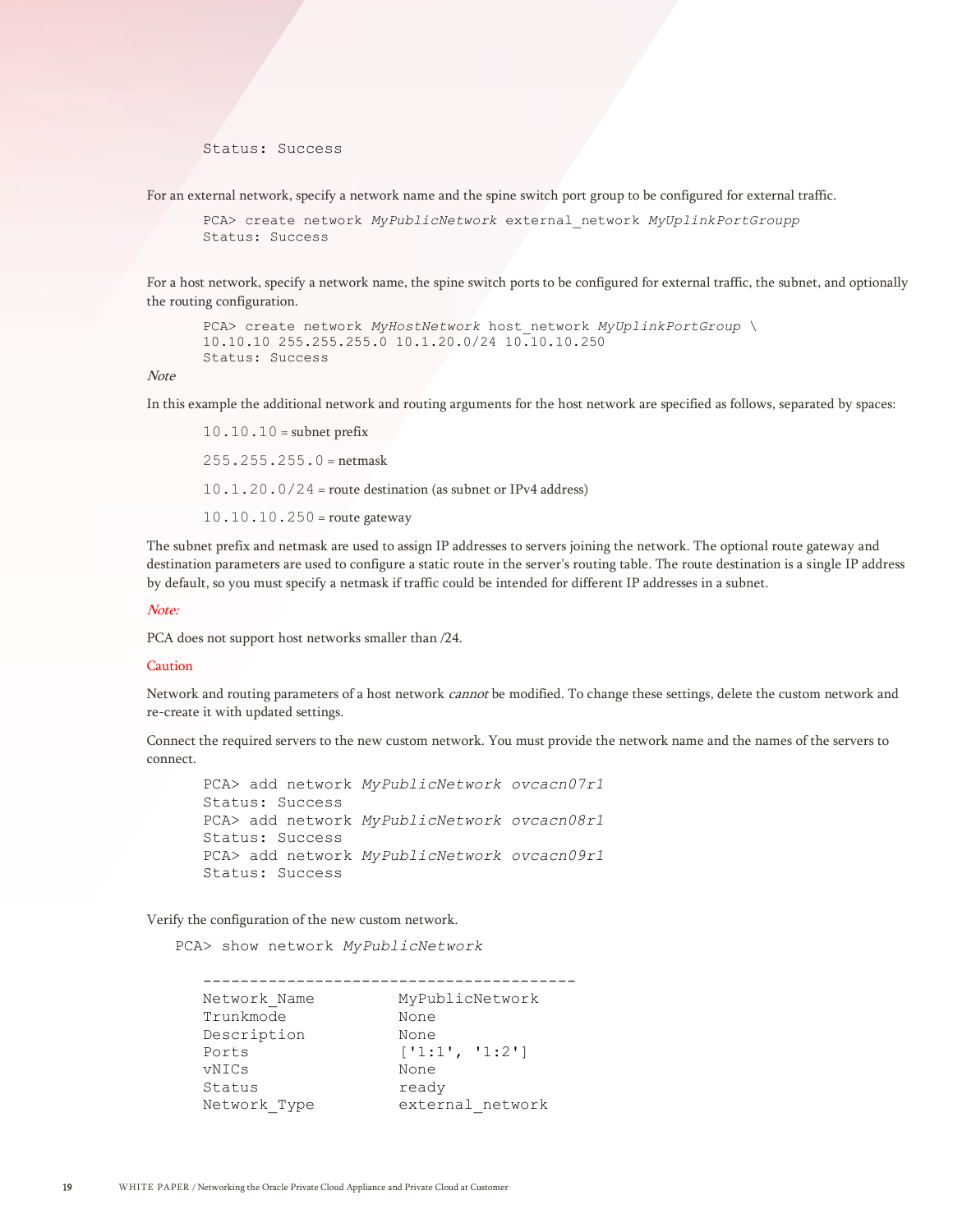```
Status: Success
```

For an external network, specify a network name and the spine switch port group to be configured for external traffic.

```
PCA> create network MyPublicNetwork external_network MyUplinkPortGroupp
Status: Success
```

For a host network, specify a network name, the spine switch ports to be configured for external traffic, the subnet, and optionally the routing configuration.

```
PCA> create network MyHostNetwork host_network MyUplinkPortGroup \
10.10.10 255.255.255.0 10.1.20.0/24 10.10.10.250
Status: Success
```

*Note*

In this example the additional network and routing arguments for the host network are specified as follows, separated by spaces:

`10.10.10` = subnet prefix

`255.255.255.0` = netmask

`10.1.20.0/24` = route destination (as subnet or IPv4 address)

`10.10.10.250` = route gateway

The subnet prefix and netmask are used to assign IP addresses to servers joining the network. The optional route gateway and destination parameters are used to configure a static route in the server's routing table. The route destination is a single IP address by default, so you must specify a netmask if traffic could be intended for different IP addresses in a subnet.

*Note:*

PCA does not support host networks smaller than /24.

Caution

Network and routing parameters of a host network *cannot* be modified. To change these settings, delete the custom network and re-create it with updated settings.

Connect the required servers to the new custom network. You must provide the network name and the names of the servers to connect.

```
PCA> add network MyPublicNetwork ovcacn07r1
Status: Success
PCA> add network MyPublicNetwork ovcacn08r1
Status: Success
PCA> add network MyPublicNetwork ovcacn09r1
Status: Success
```

Verify the configuration of the new custom network.

```
PCA> show network MyPublicNetwork

----------------------------------------
Network_Name          MyPublicNetwork
Trunkmode             None
Description           None
Ports                 ['1:1', '1:2']
vNICs                 None
Status                ready
Network_Type          external_network
```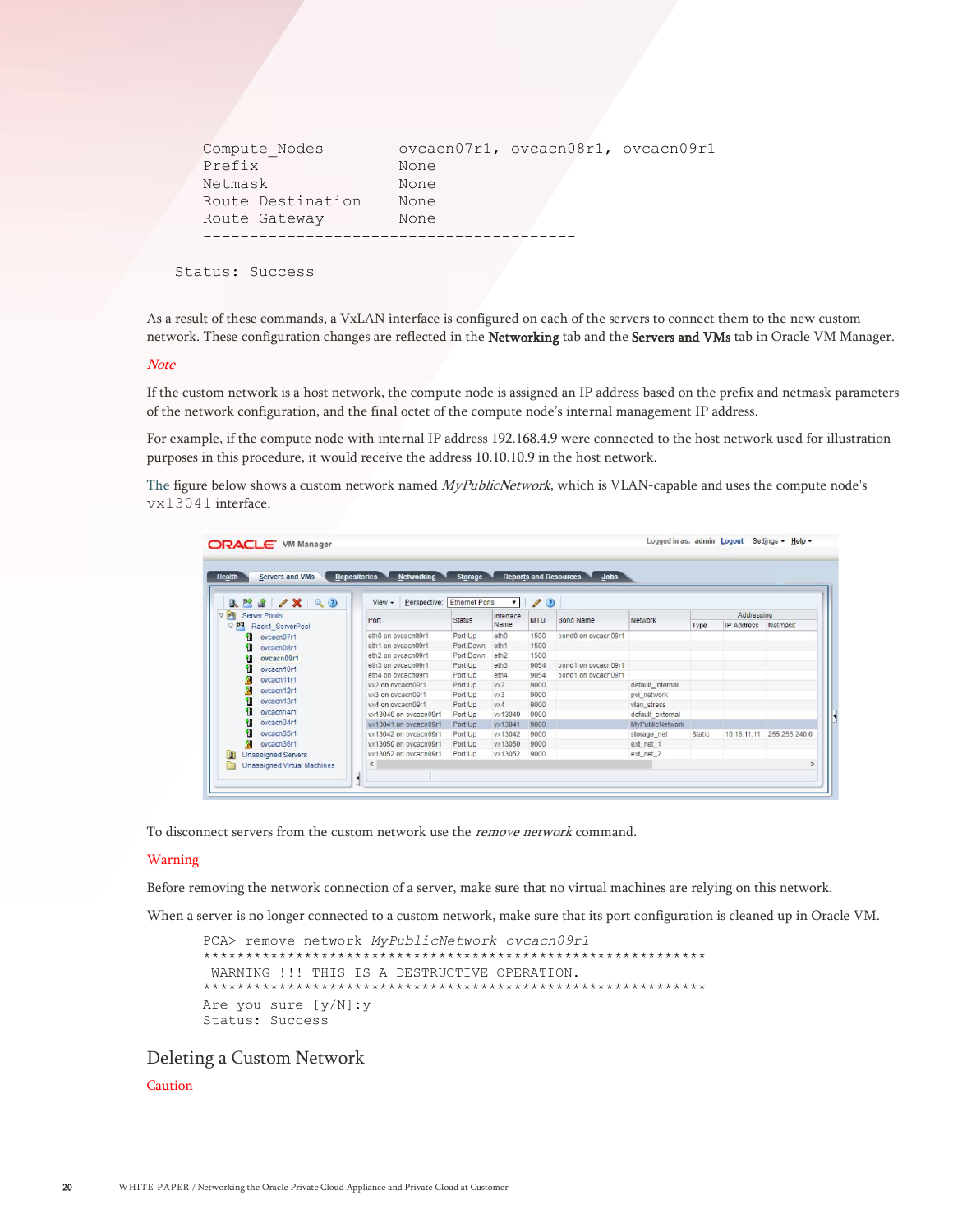```
Compute_Nodes          ovcacn07r1, ovcacn08r1, ovcacn09r1
Prefix                 None
Netmask                None
Route Destination      None
Route Gateway          None
----------------------------------------

Status: Success
```

As a result of these commands, a VxLAN interface is configured on each of the servers to connect them to the new custom network. These configuration changes are reflected in the **Networking** tab and the **Servers and VMs** tab in Oracle VM Manager.

*Note*

If the custom network is a host network, the compute node is assigned an IP address based on the prefix and netmask parameters of the network configuration, and the final octet of the compute node's internal management IP address.

For example, if the compute node with internal IP address 192.168.4.9 were connected to the host network used for illustration purposes in this procedure, it would receive the address 10.10.10.9 in the host network.

The figure below shows a custom network named *MyPublicNetwork*, which is VLAN-capable and uses the compute node's `vx13041` interface.

To disconnect servers from the custom network use the *remove network* command.

Warning

Before removing the network connection of a server, make sure that no virtual machines are relying on this network.

When a server is no longer connected to a custom network, make sure that its port configuration is cleaned up in Oracle VM.

```
PCA> remove network MyPublicNetwork ovcacn09r1
************************************************************
 WARNING !!! THIS IS A DESTRUCTIVE OPERATION.
************************************************************
Are you sure [y/N]:y
Status: Success
```

## Deleting a Custom Network

Caution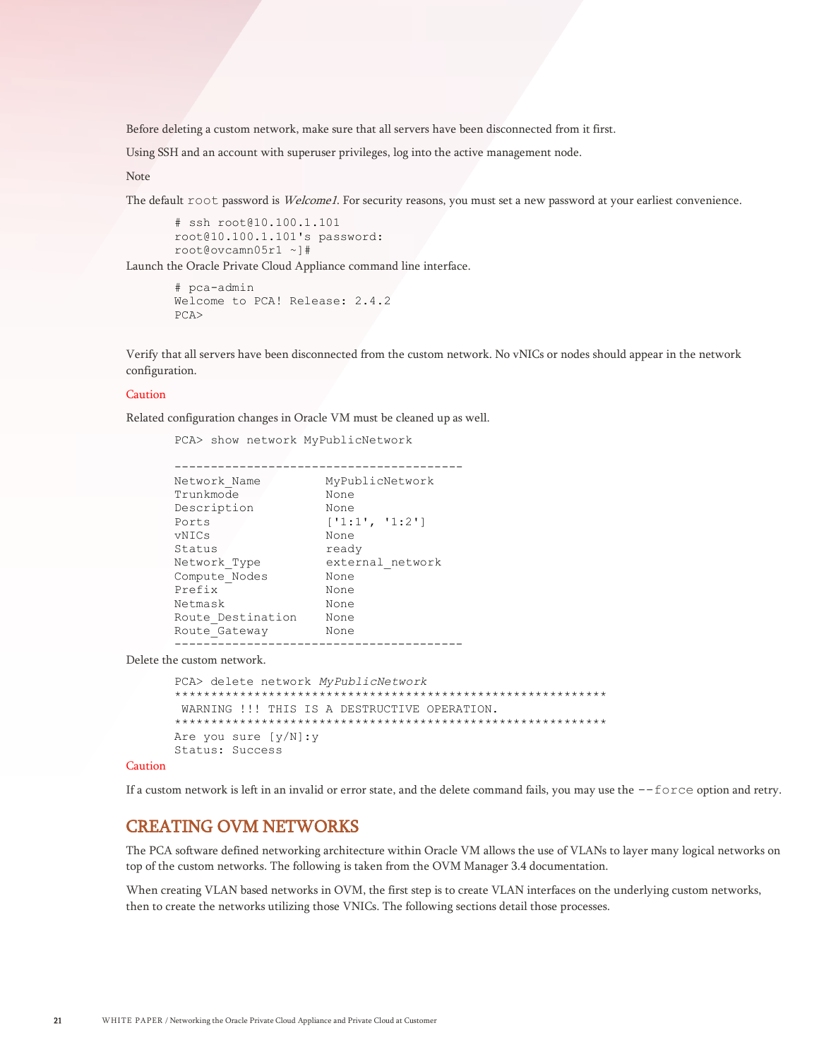Before deleting a custom network, make sure that all servers have been disconnected from it first.

Using SSH and an account with superuser privileges, log into the active management node.

Note

The default `root` password is *Welcome1*. For security reasons, you must set a new password at your earliest convenience.

```
# ssh root@10.100.1.101
root@10.100.1.101's password:
root@ovcamn05r1 ~]#
```

Launch the Oracle Private Cloud Appliance command line interface.

```
# pca-admin
Welcome to PCA! Release: 2.4.2
PCA>
```

Verify that all servers have been disconnected from the custom network. No vNICs or nodes should appear in the network configuration.

Caution

Related configuration changes in Oracle VM must be cleaned up as well.

```
PCA> show network MyPublicNetwork

----------------------------------------
Network_Name         MyPublicNetwork
Trunkmode            None
Description          None
Ports                ['1:1', '1:2']
vNICs                None
Status               ready
Network_Type         external_network
Compute_Nodes        None
Prefix               None
Netmask              None
Route_Destination    None
Route_Gateway        None
----------------------------------------
```

Delete the custom network.

```
PCA> delete network MyPublicNetwork
************************************************************
 WARNING !!! THIS IS A DESTRUCTIVE OPERATION.
************************************************************
Are you sure [y/N]:y
Status: Success
```

Caution

If a custom network is left in an invalid or error state, and the delete command fails, you may use the `--force` option and retry.

## CREATING OVM NETWORKS

The PCA software defined networking architecture within Oracle VM allows the use of VLANs to layer many logical networks on top of the custom networks. The following is taken from the OVM Manager 3.4 documentation.

When creating VLAN based networks in OVM, the first step is to create VLAN interfaces on the underlying custom networks, then to create the networks utilizing those VNICs. The following sections detail those processes.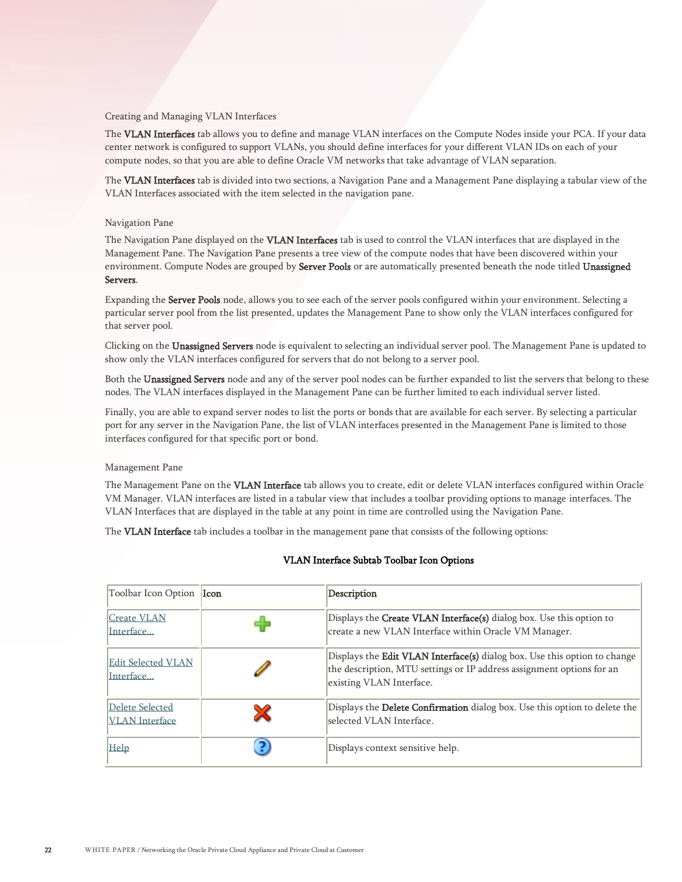### Creating and Managing VLAN Interfaces

The **VLAN Interfaces** tab allows you to define and manage VLAN interfaces on the Compute Nodes inside your PCA. If your data center network is configured to support VLANs, you should define interfaces for your different VLAN IDs on each of your compute nodes, so that you are able to define Oracle VM networks that take advantage of VLAN separation.

The **VLAN Interfaces** tab is divided into two sections, a Navigation Pane and a Management Pane displaying a tabular view of the VLAN Interfaces associated with the item selected in the navigation pane.

#### Navigation Pane

The Navigation Pane displayed on the **VLAN Interfaces** tab is used to control the VLAN interfaces that are displayed in the Management Pane. The Navigation Pane presents a tree view of the compute nodes that have been discovered within your environment. Compute Nodes are grouped by **Server Pools** or are automatically presented beneath the node titled **Unassigned Servers**.

Expanding the **Server Pools** node, allows you to see each of the server pools configured within your environment. Selecting a particular server pool from the list presented, updates the Management Pane to show only the VLAN interfaces configured for that server pool.

Clicking on the **Unassigned Servers** node is equivalent to selecting an individual server pool. The Management Pane is updated to show only the VLAN interfaces configured for servers that do not belong to a server pool.

Both the **Unassigned Servers** node and any of the server pool nodes can be further expanded to list the servers that belong to these nodes. The VLAN interfaces displayed in the Management Pane can be further limited to each individual server listed.

Finally, you are able to expand server nodes to list the ports or bonds that are available for each server. By selecting a particular port for any server in the Navigation Pane, the list of VLAN interfaces presented in the Management Pane is limited to those interfaces configured for that specific port or bond.

#### Management Pane

The Management Pane on the **VLAN Interface** tab allows you to create, edit or delete VLAN interfaces configured within Oracle VM Manager. VLAN interfaces are listed in a tabular view that includes a toolbar providing options to manage interfaces. The VLAN Interfaces that are displayed in the table at any point in time are controlled using the Navigation Pane.

The **VLAN Interface** tab includes a toolbar in the management pane that consists of the following options:

**VLAN Interface Subtab Toolbar Icon Options**

| Toolbar Icon Option | Icon | Description |
|---|---|---|
| Create VLAN Interface... | | Displays the **Create VLAN Interface(s)** dialog box. Use this option to create a new VLAN Interface within Oracle VM Manager. |
| Edit Selected VLAN Interface... | | Displays the **Edit VLAN Interface(s)** dialog box. Use this option to change the description, MTU settings or IP address assignment options for an existing VLAN Interface. |
| Delete Selected VLAN Interface | | Displays the **Delete Confirmation** dialog box. Use this option to delete the selected VLAN Interface. |
| Help | | Displays context sensitive help. |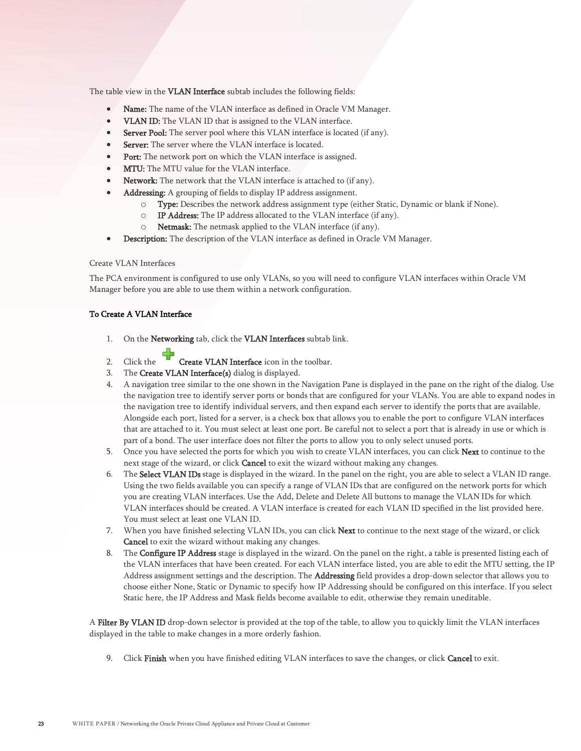The table view in the **VLAN Interface** subtab includes the following fields:

- **Name:** The name of the VLAN interface as defined in Oracle VM Manager.
- **VLAN ID:** The VLAN ID that is assigned to the VLAN interface.
- **Server Pool:** The server pool where this VLAN interface is located (if any).
- **Server:** The server where the VLAN interface is located.
- **Port:** The network port on which the VLAN interface is assigned.
- **MTU:** The MTU value for the VLAN interface.
- **Network:** The network that the VLAN interface is attached to (if any).
- **Addressing:** A grouping of fields to display IP address assignment.
  - **Type:** Describes the network address assignment type (either Static, Dynamic or blank if None).
  - **IP Address:** The IP address allocated to the VLAN interface (if any).
  - **Netmask:** The netmask applied to the VLAN interface (if any).
- **Description:** The description of the VLAN interface as defined in Oracle VM Manager.

Create VLAN Interfaces

The PCA environment is configured to use only VLANs, so you will need to configure VLAN interfaces within Oracle VM Manager before you are able to use them within a network configuration.

**To Create A VLAN Interface**

1. On the **Networking** tab, click the **VLAN Interfaces** subtab link.
2. Click the **Create VLAN Interface** icon in the toolbar.
3. The **Create VLAN Interface(s)** dialog is displayed.
4. A navigation tree similar to the one shown in the Navigation Pane is displayed in the pane on the right of the dialog. Use the navigation tree to identify server ports or bonds that are configured for your VLANs. You are able to expand nodes in the navigation tree to identify individual servers, and then expand each server to identify the ports that are available. Alongside each port, listed for a server, is a check box that allows you to enable the port to configure VLAN interfaces that are attached to it. You must select at least one port. Be careful not to select a port that is already in use or which is part of a bond. The user interface does not filter the ports to allow you to only select unused ports.
5. Once you have selected the ports for which you wish to create VLAN interfaces, you can click **Next** to continue to the next stage of the wizard, or click **Cancel** to exit the wizard without making any changes.
6. The **Select VLAN IDs** stage is displayed in the wizard. In the panel on the right, you are able to select a VLAN ID range. Using the two fields available you can specify a range of VLAN IDs that are configured on the network ports for which you are creating VLAN interfaces. Use the Add, Delete and Delete All buttons to manage the VLAN IDs for which VLAN interfaces should be created. A VLAN interface is created for each VLAN ID specified in the list provided here. You must select at least one VLAN ID.
7. When you have finished selecting VLAN IDs, you can click **Next** to continue to the next stage of the wizard, or click **Cancel** to exit the wizard without making any changes.
8. The **Configure IP Address** stage is displayed in the wizard. On the panel on the right, a table is presented listing each of the VLAN interfaces that have been created. For each VLAN interface listed, you are able to edit the MTU setting, the IP Address assignment settings and the description. The **Addressing** field provides a drop-down selector that allows you to choose either None, Static or Dynamic to specify how IP Addressing should be configured on this interface. If you select Static here, the IP Address and Mask fields become available to edit, otherwise they remain uneditable.

A **Filter By VLAN ID** drop-down selector is provided at the top of the table, to allow you to quickly limit the VLAN interfaces displayed in the table to make changes in a more orderly fashion.

9. Click **Finish** when you have finished editing VLAN interfaces to save the changes, or click **Cancel** to exit.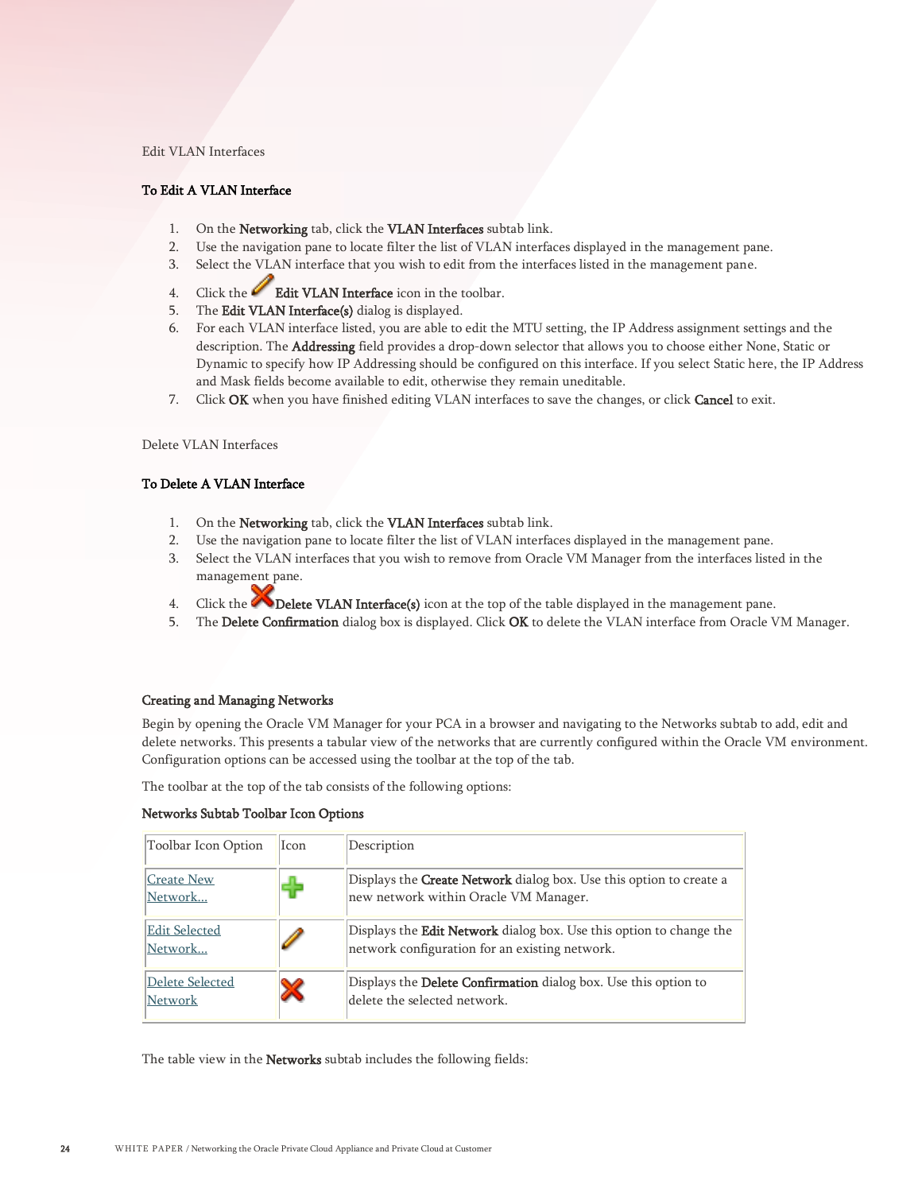### Edit VLAN Interfaces

#### To Edit A VLAN Interface

1. On the **Networking** tab, click the **VLAN Interfaces** subtab link.
2. Use the navigation pane to locate filter the list of VLAN interfaces displayed in the management pane.
3. Select the VLAN interface that you wish to edit from the interfaces listed in the management pane.
4. Click the **Edit VLAN Interface** icon in the toolbar.
5. The **Edit VLAN Interface(s)** dialog is displayed.
6. For each VLAN interface listed, you are able to edit the MTU setting, the IP Address assignment settings and the description. The **Addressing** field provides a drop-down selector that allows you to choose either None, Static or Dynamic to specify how IP Addressing should be configured on this interface. If you select Static here, the IP Address and Mask fields become available to edit, otherwise they remain uneditable.
7. Click **OK** when you have finished editing VLAN interfaces to save the changes, or click **Cancel** to exit.

### Delete VLAN Interfaces

#### To Delete A VLAN Interface

1. On the **Networking** tab, click the **VLAN Interfaces** subtab link.
2. Use the navigation pane to locate filter the list of VLAN interfaces displayed in the management pane.
3. Select the VLAN interfaces that you wish to remove from Oracle VM Manager from the interfaces listed in the management pane.
4. Click the **Delete VLAN Interface(s)** icon at the top of the table displayed in the management pane.
5. The **Delete Confirmation** dialog box is displayed. Click **OK** to delete the VLAN interface from Oracle VM Manager.

### Creating and Managing Networks

Begin by opening the Oracle VM Manager for your PCA in a browser and navigating to the Networks subtab to add, edit and delete networks. This presents a tabular view of the networks that are currently configured within the Oracle VM environment. Configuration options can be accessed using the toolbar at the top of the tab.

The toolbar at the top of the tab consists of the following options:

**Networks Subtab Toolbar Icon Options**

| Toolbar Icon Option | Icon | Description |
|---|---|---|
| Create New Network... | | Displays the **Create Network** dialog box. Use this option to create a new network within Oracle VM Manager. |
| Edit Selected Network... | | Displays the **Edit Network** dialog box. Use this option to change the network configuration for an existing network. |
| Delete Selected Network | | Displays the **Delete Confirmation** dialog box. Use this option to delete the selected network. |

The table view in the **Networks** subtab includes the following fields: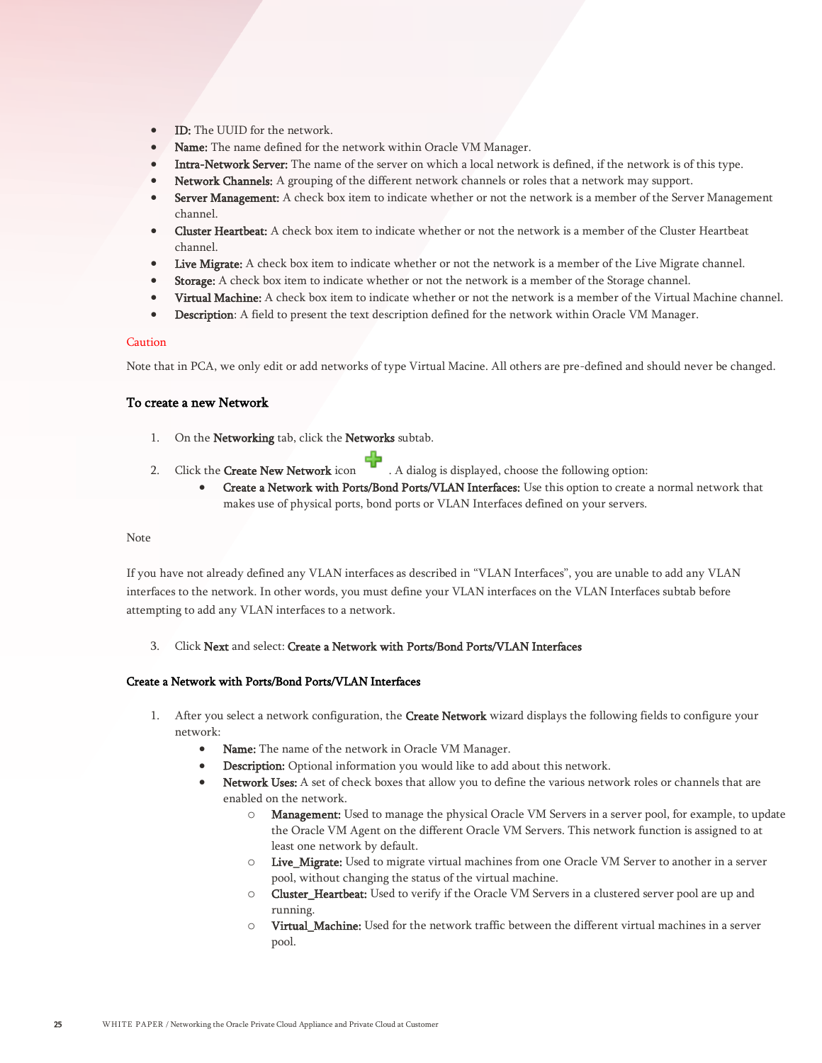- **ID:** The UUID for the network.
- **Name:** The name defined for the network within Oracle VM Manager.
- **Intra-Network Server:** The name of the server on which a local network is defined, if the network is of this type.
- **Network Channels:** A grouping of the different network channels or roles that a network may support.
- **Server Management:** A check box item to indicate whether or not the network is a member of the Server Management channel.
- **Cluster Heartbeat:** A check box item to indicate whether or not the network is a member of the Cluster Heartbeat channel.
- **Live Migrate:** A check box item to indicate whether or not the network is a member of the Live Migrate channel.
- **Storage:** A check box item to indicate whether or not the network is a member of the Storage channel.
- **Virtual Machine:** A check box item to indicate whether or not the network is a member of the Virtual Machine channel.
- **Description**: A field to present the text description defined for the network within Oracle VM Manager.

Caution

Note that in PCA, we only edit or add networks of type Virtual Macine. All others are pre-defined and should never be changed.

### To create a new Network

1. On the **Networking** tab, click the **Networks** subtab.
2. Click the **Create New Network** icon . A dialog is displayed, choose the following option:
   - **Create a Network with Ports/Bond Ports/VLAN Interfaces:** Use this option to create a normal network that makes use of physical ports, bond ports or VLAN Interfaces defined on your servers.

Note

If you have not already defined any VLAN interfaces as described in "VLAN Interfaces", you are unable to add any VLAN interfaces to the network. In other words, you must define your VLAN interfaces on the VLAN Interfaces subtab before attempting to add any VLAN interfaces to a network.

3. Click **Next** and select: **Create a Network with Ports/Bond Ports/VLAN Interfaces**

#### Create a Network with Ports/Bond Ports/VLAN Interfaces

1. After you select a network configuration, the **Create Network** wizard displays the following fields to configure your network:
   - **Name:** The name of the network in Oracle VM Manager.
   - **Description:** Optional information you would like to add about this network.
   - **Network Uses:** A set of check boxes that allow you to define the various network roles or channels that are enabled on the network.
     - **Management:** Used to manage the physical Oracle VM Servers in a server pool, for example, to update the Oracle VM Agent on the different Oracle VM Servers. This network function is assigned to at least one network by default.
     - **Live_Migrate:** Used to migrate virtual machines from one Oracle VM Server to another in a server pool, without changing the status of the virtual machine.
     - **Cluster_Heartbeat:** Used to verify if the Oracle VM Servers in a clustered server pool are up and running.
     - **Virtual_Machine:** Used for the network traffic between the different virtual machines in a server pool.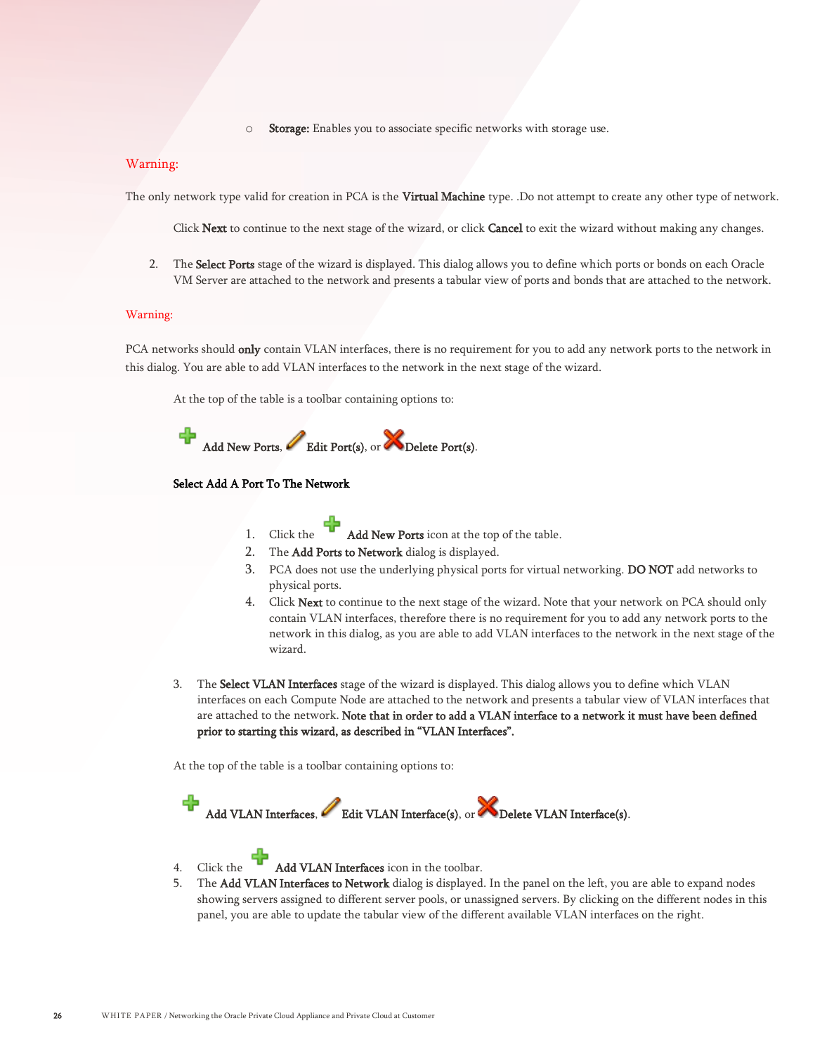- **Storage:** Enables you to associate specific networks with storage use.

Warning:

The only network type valid for creation in PCA is the **Virtual Machine** type. .Do not attempt to create any other type of network.

Click **Next** to continue to the next stage of the wizard, or click **Cancel** to exit the wizard without making any changes.

2. The **Select Ports** stage of the wizard is displayed. This dialog allows you to define which ports or bonds on each Oracle VM Server are attached to the network and presents a tabular view of ports and bonds that are attached to the network.

Warning:

PCA networks should **only** contain VLAN interfaces, there is no requirement for you to add any network ports to the network in this dialog. You are able to add VLAN interfaces to the network in the next stage of the wizard.

At the top of the table is a toolbar containing options to:

**Add New Ports**, **Edit Port(s)**, or **Delete Port(s)**.

**Select Add A Port To The Network**

1. Click the **Add New Ports** icon at the top of the table.
2. The **Add Ports to Network** dialog is displayed.
3. PCA does not use the underlying physical ports for virtual networking. **DO NOT** add networks to physical ports.
4. Click **Next** to continue to the next stage of the wizard. Note that your network on PCA should only contain VLAN interfaces, therefore there is no requirement for you to add any network ports to the network in this dialog, as you are able to add VLAN interfaces to the network in the next stage of the wizard.

3. The **Select VLAN Interfaces** stage of the wizard is displayed. This dialog allows you to define which VLAN interfaces on each Compute Node are attached to the network and presents a tabular view of VLAN interfaces that are attached to the network. **Note that in order to add a VLAN interface to a network it must have been defined prior to starting this wizard, as described in "VLAN Interfaces".**

At the top of the table is a toolbar containing options to:

**Add VLAN Interfaces**, **Edit VLAN Interface(s)**, or **Delete VLAN Interface(s)**.

4. Click the **Add VLAN Interfaces** icon in the toolbar.
5. The **Add VLAN Interfaces to Network** dialog is displayed. In the panel on the left, you are able to expand nodes showing servers assigned to different server pools, or unassigned servers. By clicking on the different nodes in this panel, you are able to update the tabular view of the different available VLAN interfaces on the right.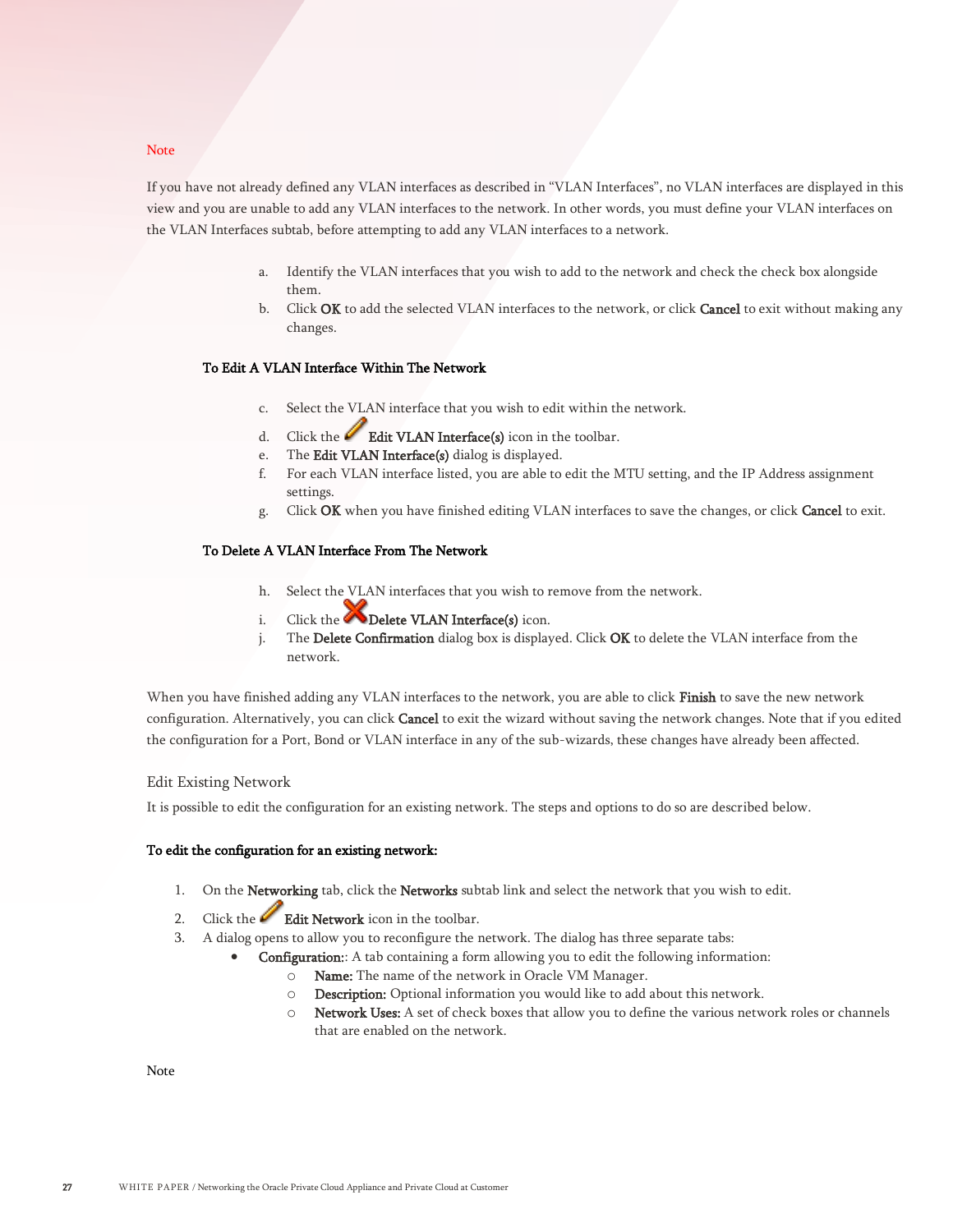Note

If you have not already defined any VLAN interfaces as described in “VLAN Interfaces”, no VLAN interfaces are displayed in this view and you are unable to add any VLAN interfaces to the network. In other words, you must define your VLAN interfaces on the VLAN Interfaces subtab, before attempting to add any VLAN interfaces to a network.

a. Identify the VLAN interfaces that you wish to add to the network and check the check box alongside them.
b. Click **OK** to add the selected VLAN interfaces to the network, or click **Cancel** to exit without making any changes.

**To Edit A VLAN Interface Within The Network**

c. Select the VLAN interface that you wish to edit within the network.
d. Click the **Edit VLAN Interface(s)** icon in the toolbar.
e. The **Edit VLAN Interface(s)** dialog is displayed.
f. For each VLAN interface listed, you are able to edit the MTU setting, and the IP Address assignment settings.
g. Click **OK** when you have finished editing VLAN interfaces to save the changes, or click **Cancel** to exit.

**To Delete A VLAN Interface From The Network**

h. Select the VLAN interfaces that you wish to remove from the network.
i. Click the **Delete VLAN Interface(s)** icon.
j. The **Delete Confirmation** dialog box is displayed. Click **OK** to delete the VLAN interface from the network.

When you have finished adding any VLAN interfaces to the network, you are able to click **Finish** to save the new network configuration. Alternatively, you can click **Cancel** to exit the wizard without saving the network changes. Note that if you edited the configuration for a Port, Bond or VLAN interface in any of the sub-wizards, these changes have already been affected.

## Edit Existing Network

It is possible to edit the configuration for an existing network. The steps and options to do so are described below.

**To edit the configuration for an existing network:**

1. On the **Networking** tab, click the **Networks** subtab link and select the network that you wish to edit.
2. Click the **Edit Network** icon in the toolbar.
3. A dialog opens to allow you to reconfigure the network. The dialog has three separate tabs:
   - **Configuration:**: A tab containing a form allowing you to edit the following information:
     - **Name:** The name of the network in Oracle VM Manager.
     - **Description:** Optional information you would like to add about this network.
     - **Network Uses:** A set of check boxes that allow you to define the various network roles or channels that are enabled on the network.

Note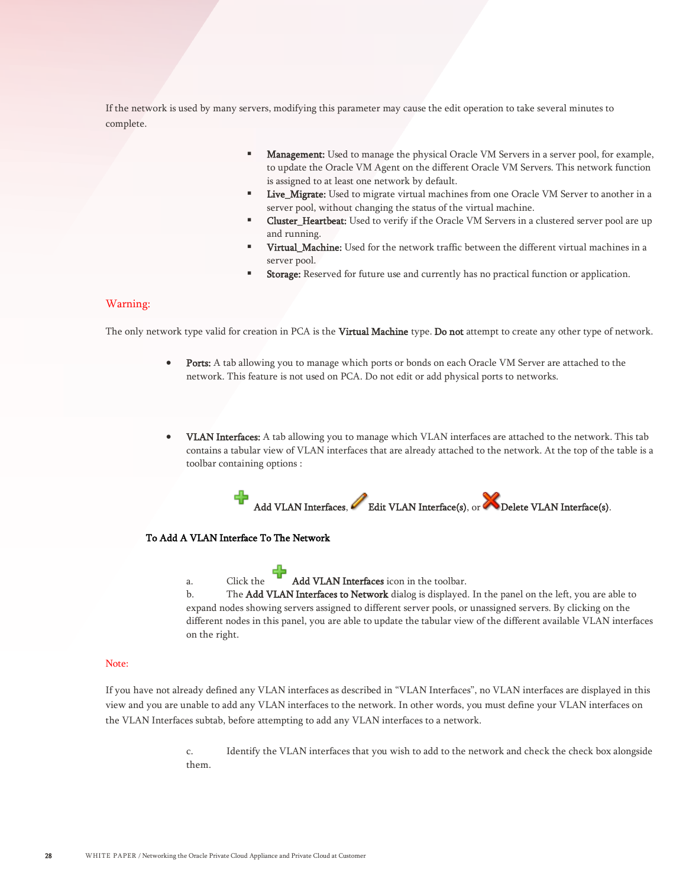If the network is used by many servers, modifying this parameter may cause the edit operation to take several minutes to complete.

- **Management:** Used to manage the physical Oracle VM Servers in a server pool, for example, to update the Oracle VM Agent on the different Oracle VM Servers. This network function is assigned to at least one network by default.
- **Live_Migrate:** Used to migrate virtual machines from one Oracle VM Server to another in a server pool, without changing the status of the virtual machine.
- **Cluster_Heartbeat:** Used to verify if the Oracle VM Servers in a clustered server pool are up and running.
- **Virtual_Machine:** Used for the network traffic between the different virtual machines in a server pool.
- **Storage:** Reserved for future use and currently has no practical function or application.

Warning:

The only network type valid for creation in PCA is the **Virtual Machine** type. **Do not** attempt to create any other type of network.

- **Ports:** A tab allowing you to manage which ports or bonds on each Oracle VM Server are attached to the network. This feature is not used on PCA. Do not edit or add physical ports to networks.

- **VLAN Interfaces:** A tab allowing you to manage which VLAN interfaces are attached to the network. This tab contains a tabular view of VLAN interfaces that are already attached to the network. At the top of the table is a toolbar containing options :

  **Add VLAN Interfaces**, **Edit VLAN Interface(s)**, or **Delete VLAN Interface(s)**.

**To Add A VLAN Interface To The Network**

a. Click the **Add VLAN Interfaces** icon in the toolbar.

b. The **Add VLAN Interfaces to Network** dialog is displayed. In the panel on the left, you are able to expand nodes showing servers assigned to different server pools, or unassigned servers. By clicking on the different nodes in this panel, you are able to update the tabular view of the different available VLAN interfaces on the right.

Note:

If you have not already defined any VLAN interfaces as described in "VLAN Interfaces", no VLAN interfaces are displayed in this view and you are unable to add any VLAN interfaces to the network. In other words, you must define your VLAN interfaces on the VLAN Interfaces subtab, before attempting to add any VLAN interfaces to a network.

c. Identify the VLAN interfaces that you wish to add to the network and check the check box alongside them.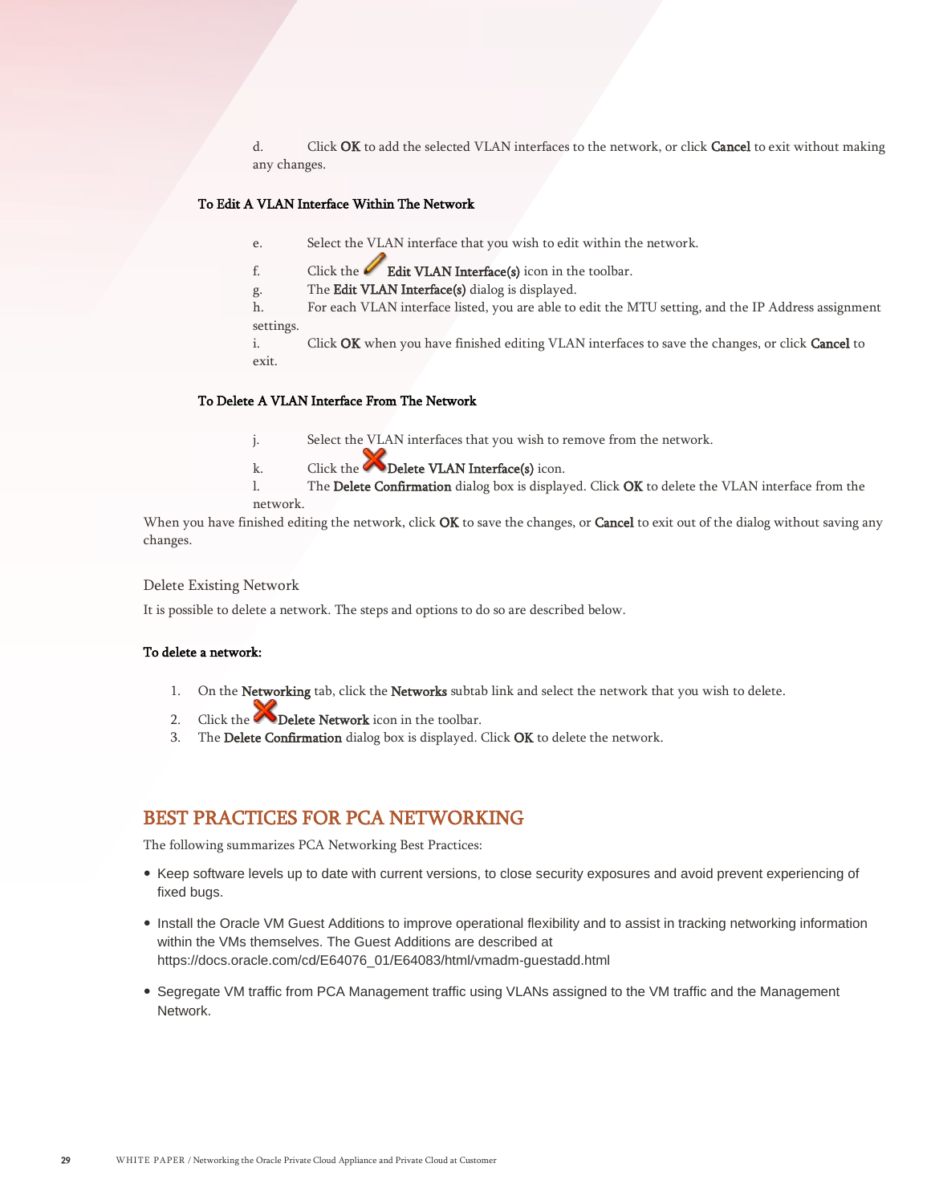d. Click **OK** to add the selected VLAN interfaces to the network, or click **Cancel** to exit without making any changes.

**To Edit A VLAN Interface Within The Network**

e. Select the VLAN interface that you wish to edit within the network.

f. Click the **Edit VLAN Interface(s)** icon in the toolbar.

g. The **Edit VLAN Interface(s)** dialog is displayed.

h. For each VLAN interface listed, you are able to edit the MTU setting, and the IP Address assignment settings.

i. Click **OK** when you have finished editing VLAN interfaces to save the changes, or click **Cancel** to exit.

**To Delete A VLAN Interface From The Network**

j. Select the VLAN interfaces that you wish to remove from the network.

k. Click the **Delete VLAN Interface(s)** icon.

l. The **Delete Confirmation** dialog box is displayed. Click **OK** to delete the VLAN interface from the network.

When you have finished editing the network, click **OK** to save the changes, or **Cancel** to exit out of the dialog without saving any changes.

### Delete Existing Network

It is possible to delete a network. The steps and options to do so are described below.

**To delete a network:**

1. On the **Networking** tab, click the **Networks** subtab link and select the network that you wish to delete.
2. Click the **Delete Network** icon in the toolbar.
3. The **Delete Confirmation** dialog box is displayed. Click **OK** to delete the network.

## BEST PRACTICES FOR PCA NETWORKING

The following summarizes PCA Networking Best Practices:

- Keep software levels up to date with current versions, to close security exposures and avoid prevent experiencing of fixed bugs.
- Install the Oracle VM Guest Additions to improve operational flexibility and to assist in tracking networking information within the VMs themselves. The Guest Additions are described at https://docs.oracle.com/cd/E64076_01/E64083/html/vmadm-guestadd.html
- Segregate VM traffic from PCA Management traffic using VLANs assigned to the VM traffic and the Management Network.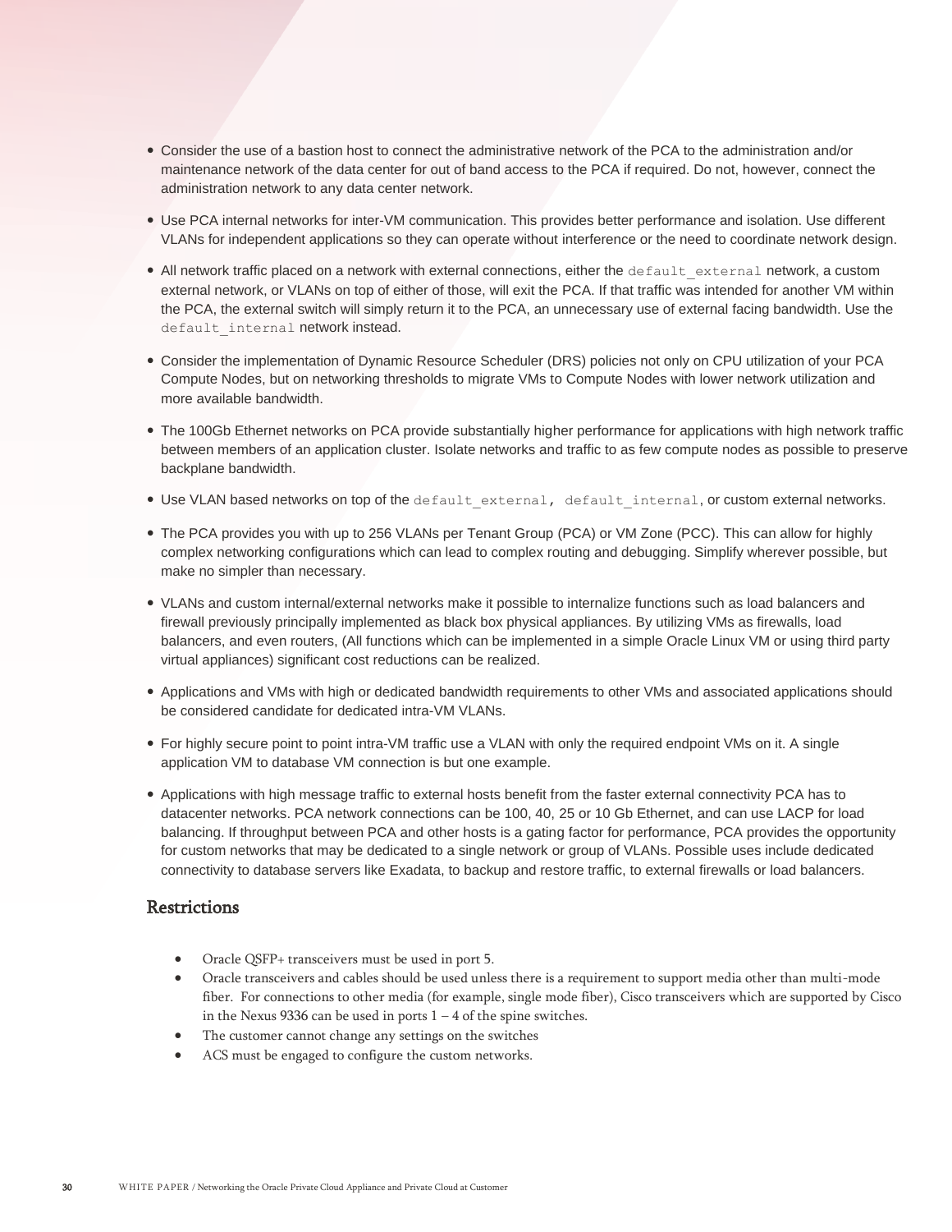- Consider the use of a bastion host to connect the administrative network of the PCA to the administration and/or maintenance network of the data center for out of band access to the PCA if required. Do not, however, connect the administration network to any data center network.
- Use PCA internal networks for inter-VM communication. This provides better performance and isolation. Use different VLANs for independent applications so they can operate without interference or the need to coordinate network design.
- All network traffic placed on a network with external connections, either the `default_external` network, a custom external network, or VLANs on top of either of those, will exit the PCA. If that traffic was intended for another VM within the PCA, the external switch will simply return it to the PCA, an unnecessary use of external facing bandwidth. Use the `default_internal` network instead.
- Consider the implementation of Dynamic Resource Scheduler (DRS) policies not only on CPU utilization of your PCA Compute Nodes, but on networking thresholds to migrate VMs to Compute Nodes with lower network utilization and more available bandwidth.
- The 100Gb Ethernet networks on PCA provide substantially higher performance for applications with high network traffic between members of an application cluster. Isolate networks and traffic to as few compute nodes as possible to preserve backplane bandwidth.
- Use VLAN based networks on top of the `default_external, default_internal`, or custom external networks.
- The PCA provides you with up to 256 VLANs per Tenant Group (PCA) or VM Zone (PCC). This can allow for highly complex networking configurations which can lead to complex routing and debugging. Simplify wherever possible, but make no simpler than necessary.
- VLANs and custom internal/external networks make it possible to internalize functions such as load balancers and firewall previously principally implemented as black box physical appliances. By utilizing VMs as firewalls, load balancers, and even routers, (All functions which can be implemented in a simple Oracle Linux VM or using third party virtual appliances) significant cost reductions can be realized.
- Applications and VMs with high or dedicated bandwidth requirements to other VMs and associated applications should be considered candidate for dedicated intra-VM VLANs.
- For highly secure point to point intra-VM traffic use a VLAN with only the required endpoint VMs on it. A single application VM to database VM connection is but one example.
- Applications with high message traffic to external hosts benefit from the faster external connectivity PCA has to datacenter networks. PCA network connections can be 100, 40, 25 or 10 Gb Ethernet, and can use LACP for load balancing. If throughput between PCA and other hosts is a gating factor for performance, PCA provides the opportunity for custom networks that may be dedicated to a single network or group of VLANs. Possible uses include dedicated connectivity to database servers like Exadata, to backup and restore traffic, to external firewalls or load balancers.

## Restrictions

- Oracle QSFP+ transceivers must be used in port 5.
- Oracle transceivers and cables should be used unless there is a requirement to support media other than multi-mode fiber. For connections to other media (for example, single mode fiber), Cisco transceivers which are supported by Cisco in the Nexus 9336 can be used in ports 1 – 4 of the spine switches.
- The customer cannot change any settings on the switches
- ACS must be engaged to configure the custom networks.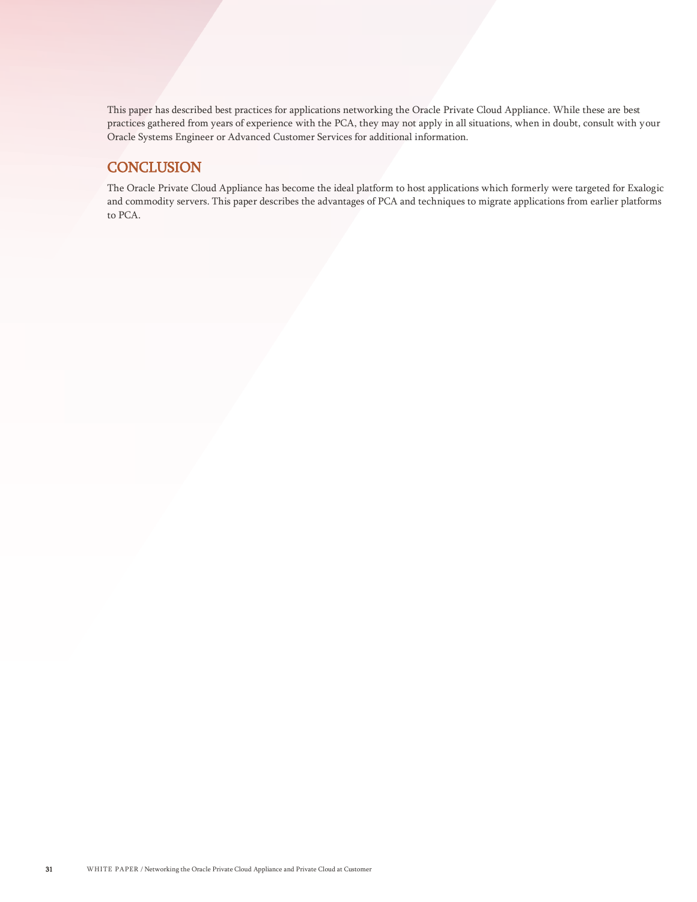This paper has described best practices for applications networking the Oracle Private Cloud Appliance. While these are best practices gathered from years of experience with the PCA, they may not apply in all situations, when in doubt, consult with your Oracle Systems Engineer or Advanced Customer Services for additional information.

## CONCLUSION

The Oracle Private Cloud Appliance has become the ideal platform to host applications which formerly were targeted for Exalogic and commodity servers. This paper describes the advantages of PCA and techniques to migrate applications from earlier platforms to PCA.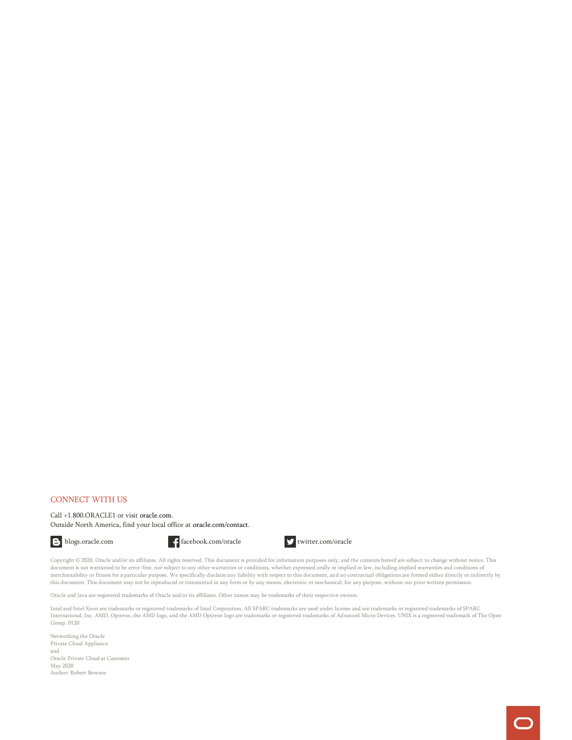## CONNECT WITH US

Call +1.800.ORACLE1 or visit oracle.com.
Outside North America, find your local office at oracle.com/contact.

blogs.oracle.com facebook.com/oracle twitter.com/oracle

Copyright © 2020, Oracle and/or its affiliates. All rights reserved. This document is provided for information purposes only, and the contents hereof are subject to change without notice. This document is not warranted to be error-free, nor subject to any other warranties or conditions, whether expressed orally or implied in law, including implied warranties and conditions of merchantability or fitness for a particular purpose. We specifically disclaim any liability with respect to this document, and no contractual obligations are formed either directly or indirectly by this document. This document may not be reproduced or transmitted in any form or by any means, electronic or mechanical, for any purpose, without our prior written permission.

Oracle and Java are registered trademarks of Oracle and/or its affiliates. Other names may be trademarks of their respective owners.

Intel and Intel Xeon are trademarks or registered trademarks of Intel Corporation. All SPARC trademarks are used under license and are trademarks or registered trademarks of SPARC International, Inc. AMD, Opteron, the AMD logo, and the AMD Opteron logo are trademarks or registered trademarks of Advanced Micro Devices. UNIX is a registered trademark of The Open Group. 0120

Networking the Oracle
Private Cloud Appliance
and
Oracle Private Cloud at Customer
May 2020
Author: Robert Bownes